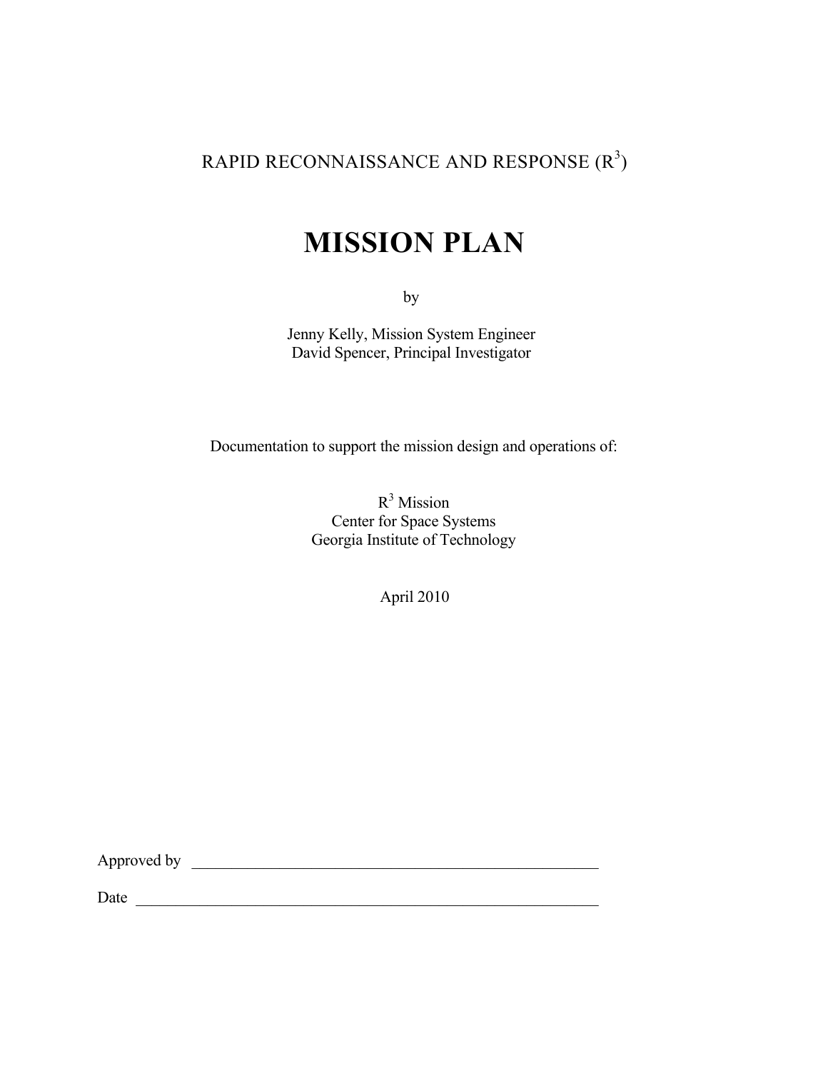RAPID RECONNAISSANCE AND RESPONSE ($R^3$)

# MISSION PLAN

by

Jenny Kelly, Mission System Engineer
David Spencer, Principal Investigator

Documentation to support the mission design and operations of:

$R^3$ Mission
Center for Space Systems
Georgia Institute of Technology

April 2010

Approved by \_\_\_\_\_\_\_\_\_\_\_\_\_\_\_\_\_\_\_\_\_\_\_\_\_\_\_\_\_\_\_\_\_\_\_\_\_\_\_\_\_\_\_\_\_\_\_\_\_\_\_\_

Date \_\_\_\_\_\_\_\_\_\_\_\_\_\_\_\_\_\_\_\_\_\_\_\_\_\_\_\_\_\_\_\_\_\_\_\_\_\_\_\_\_\_\_\_\_\_\_\_\_\_\_\_\_\_\_\_\_\_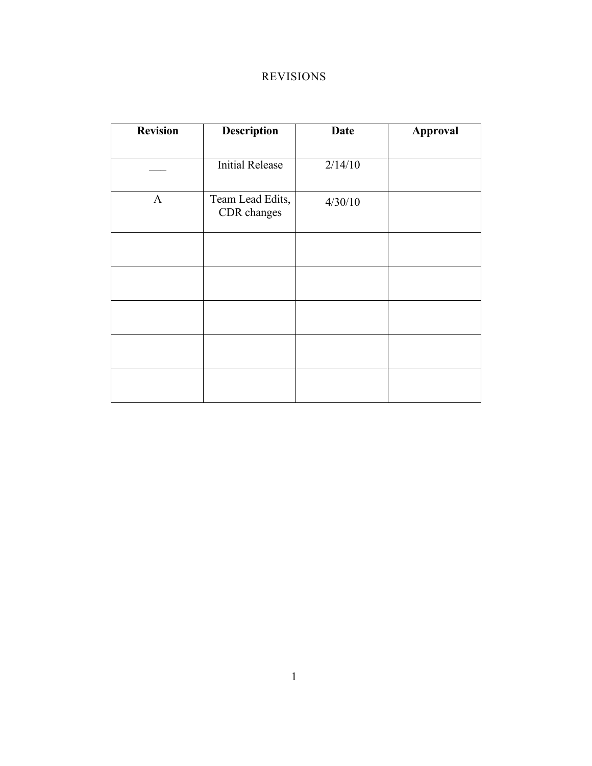# REVISIONS

| Revision | Description | Date | Approval |
| --- | --- | --- | --- |
| ___ | Initial Release | 2/14/10 | |
| A | Team Lead Edits, CDR changes | 4/30/10 | |
| | | | |
| | | | |
| | | | |
| | | | |
| | | | |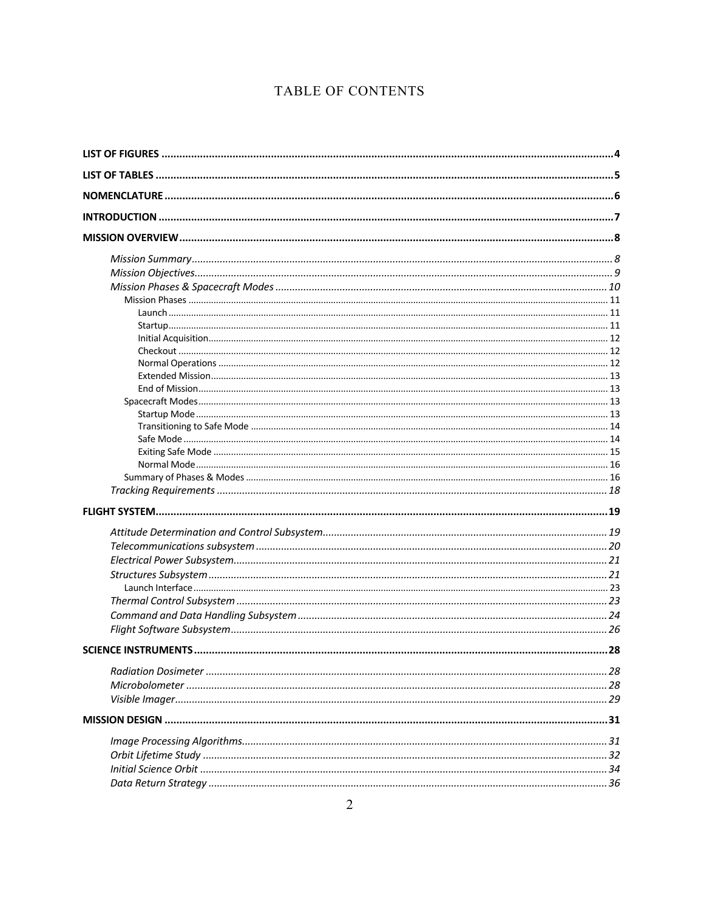# TABLE OF CONTENTS

**LIST OF FIGURES** .......... 4

**LIST OF TABLES** .......... 5

**NOMENCLATURE** .......... 6

**INTRODUCTION** .......... 7

**MISSION OVERVIEW** .......... 8

- *Mission Summary* .......... 8
- *Mission Objectives* .......... 9
- *Mission Phases & Spacecraft Modes* .......... 10
  - Mission Phases .......... 11
    - Launch .......... 11
    - Startup .......... 11
    - Initial Acquisition .......... 12
    - Checkout .......... 12
    - Normal Operations .......... 12
    - Extended Mission .......... 13
    - End of Mission .......... 13
  - Spacecraft Modes .......... 13
    - Startup Mode .......... 13
    - Transitioning to Safe Mode .......... 14
    - Safe Mode .......... 14
    - Exiting Safe Mode .......... 15
    - Normal Mode .......... 16
  - Summary of Phases & Modes .......... 16
- *Tracking Requirements* .......... 18

**FLIGHT SYSTEM** .......... 19

- *Attitude Determination and Control Subsystem* .......... 19
- *Telecommunications subsystem* .......... 20
- *Electrical Power Subsystem* .......... 21
- *Structures Subsystem* .......... 21
  - Launch Interface .......... 23
- *Thermal Control Subsystem* .......... 23
- *Command and Data Handling Subsystem* .......... 24
- *Flight Software Subsystem* .......... 26

**SCIENCE INSTRUMENTS** .......... 28

- *Radiation Dosimeter* .......... 28
- *Microbolometer* .......... 28
- *Visible Imager* .......... 29

**MISSION DESIGN** .......... 31

- *Image Processing Algorithms* .......... 31
- *Orbit Lifetime Study* .......... 32
- *Initial Science Orbit* .......... 34
- *Data Return Strategy* .......... 36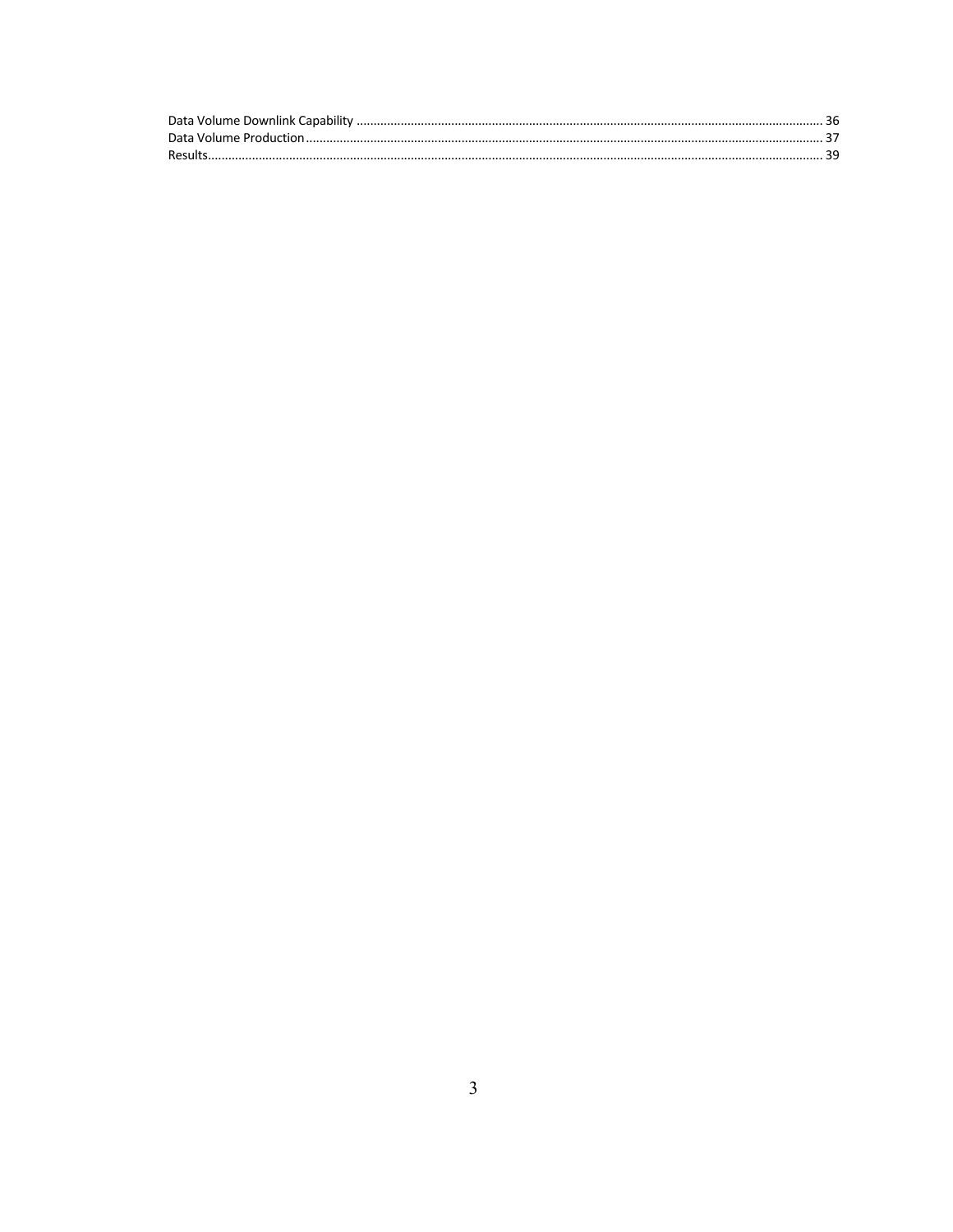Data Volume Downlink Capability ........................................................................................................................................ 36
Data Volume Production ...................................................................................................................................................... 37
Results .................................................................................................................................................................................. 39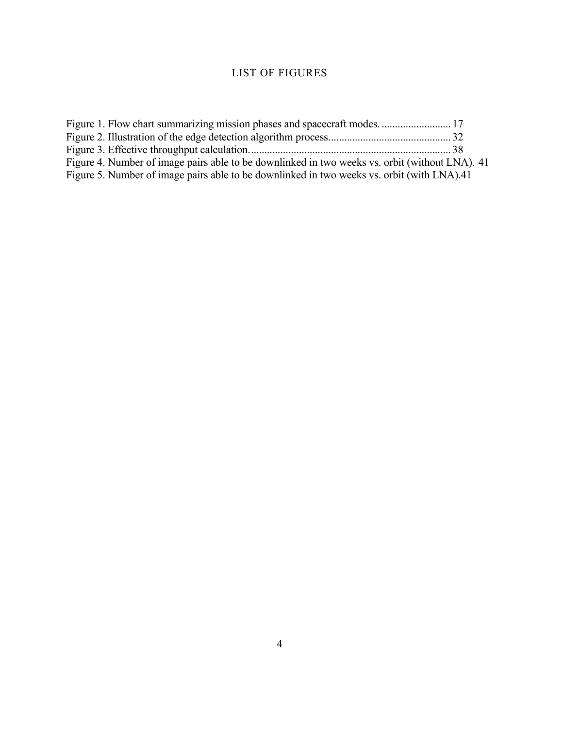# LIST OF FIGURES

Figure 1. Flow chart summarizing mission phases and spacecraft modes. .......................... 17
Figure 2. Illustration of the edge detection algorithm process............................................. 32
Figure 3. Effective throughput calculation........................................................................... 38
Figure 4. Number of image pairs able to be downlinked in two weeks vs. orbit (without LNA). 41
Figure 5. Number of image pairs able to be downlinked in two weeks vs. orbit (with LNA).41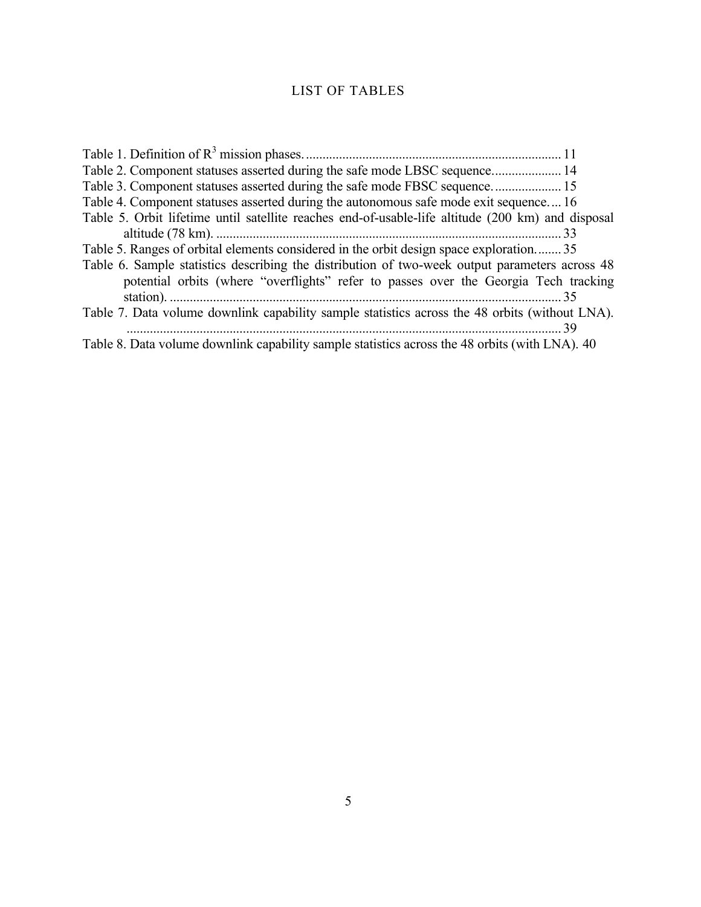# LIST OF TABLES

Table 1. Definition of $R^3$ mission phases. ........................................................................... 11
Table 2. Component statuses asserted during the safe mode LBSC sequence. .................... 14
Table 3. Component statuses asserted during the safe mode FBSC sequence. .................... 15
Table 4. Component statuses asserted during the autonomous safe mode exit sequence. ... 16
Table 5. Orbit lifetime until satellite reaches end-of-usable-life altitude (200 km) and disposal altitude (78 km). ....................................................................................................... 33
Table 5. Ranges of orbital elements considered in the orbit design space exploration. ....... 35
Table 6. Sample statistics describing the distribution of two-week output parameters across 48 potential orbits (where "overflights" refer to passes over the Georgia Tech tracking station). ..................................................................................................................... 35
Table 7. Data volume downlink capability sample statistics across the 48 orbits (without LNA). .................................................................................................................................. 39
Table 8. Data volume downlink capability sample statistics across the 48 orbits (with LNA). 40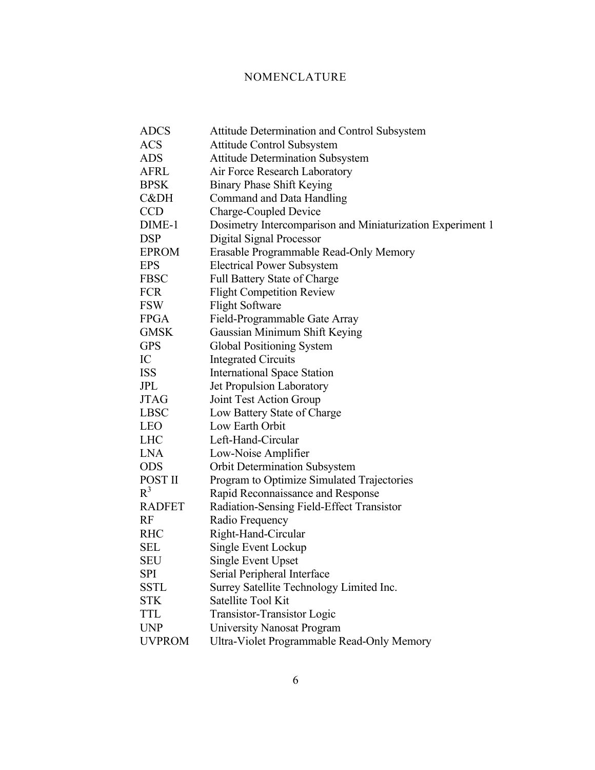# NOMENCLATURE

| | |
|---|---|
| ADCS | Attitude Determination and Control Subsystem |
| ACS | Attitude Control Subsystem |
| ADS | Attitude Determination Subsystem |
| AFRL | Air Force Research Laboratory |
| BPSK | Binary Phase Shift Keying |
| C&DH | Command and Data Handling |
| CCD | Charge-Coupled Device |
| DIME-1 | Dosimetry Intercomparison and Miniaturization Experiment 1 |
| DSP | Digital Signal Processor |
| EPROM | Erasable Programmable Read-Only Memory |
| EPS | Electrical Power Subsystem |
| FBSC | Full Battery State of Charge |
| FCR | Flight Competition Review |
| FSW | Flight Software |
| FPGA | Field-Programmable Gate Array |
| GMSK | Gaussian Minimum Shift Keying |
| GPS | Global Positioning System |
| IC | Integrated Circuits |
| ISS | International Space Station |
| JPL | Jet Propulsion Laboratory |
| JTAG | Joint Test Action Group |
| LBSC | Low Battery State of Charge |
| LEO | Low Earth Orbit |
| LHC | Left-Hand-Circular |
| LNA | Low-Noise Amplifier |
| ODS | Orbit Determination Subsystem |
| POST II | Program to Optimize Simulated Trajectories |
| $R^3$ | Rapid Reconnaissance and Response |
| RADFET | Radiation-Sensing Field-Effect Transistor |
| RF | Radio Frequency |
| RHC | Right-Hand-Circular |
| SEL | Single Event Lockup |
| SEU | Single Event Upset |
| SPI | Serial Peripheral Interface |
| SSTL | Surrey Satellite Technology Limited Inc. |
| STK | Satellite Tool Kit |
| TTL | Transistor-Transistor Logic |
| UNP | University Nanosat Program |
| UVPROM | Ultra-Violet Programmable Read-Only Memory |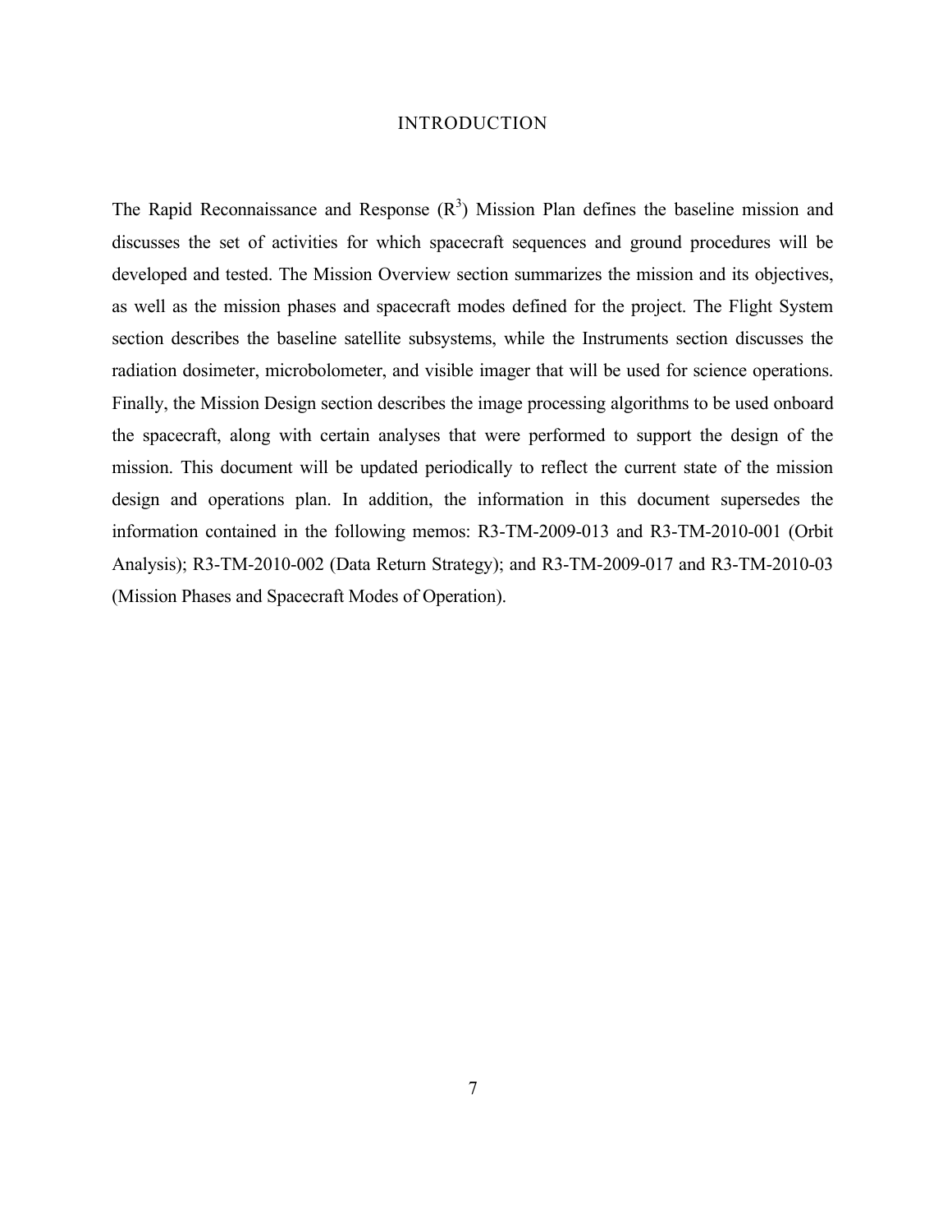# INTRODUCTION

The Rapid Reconnaissance and Response ($R^3$) Mission Plan defines the baseline mission and discusses the set of activities for which spacecraft sequences and ground procedures will be developed and tested. The Mission Overview section summarizes the mission and its objectives, as well as the mission phases and spacecraft modes defined for the project. The Flight System section describes the baseline satellite subsystems, while the Instruments section discusses the radiation dosimeter, microbolometer, and visible imager that will be used for science operations. Finally, the Mission Design section describes the image processing algorithms to be used onboard the spacecraft, along with certain analyses that were performed to support the design of the mission. This document will be updated periodically to reflect the current state of the mission design and operations plan. In addition, the information in this document supersedes the information contained in the following memos: R3-TM-2009-013 and R3-TM-2010-001 (Orbit Analysis); R3-TM-2010-002 (Data Return Strategy); and R3-TM-2009-017 and R3-TM-2010-03 (Mission Phases and Spacecraft Modes of Operation).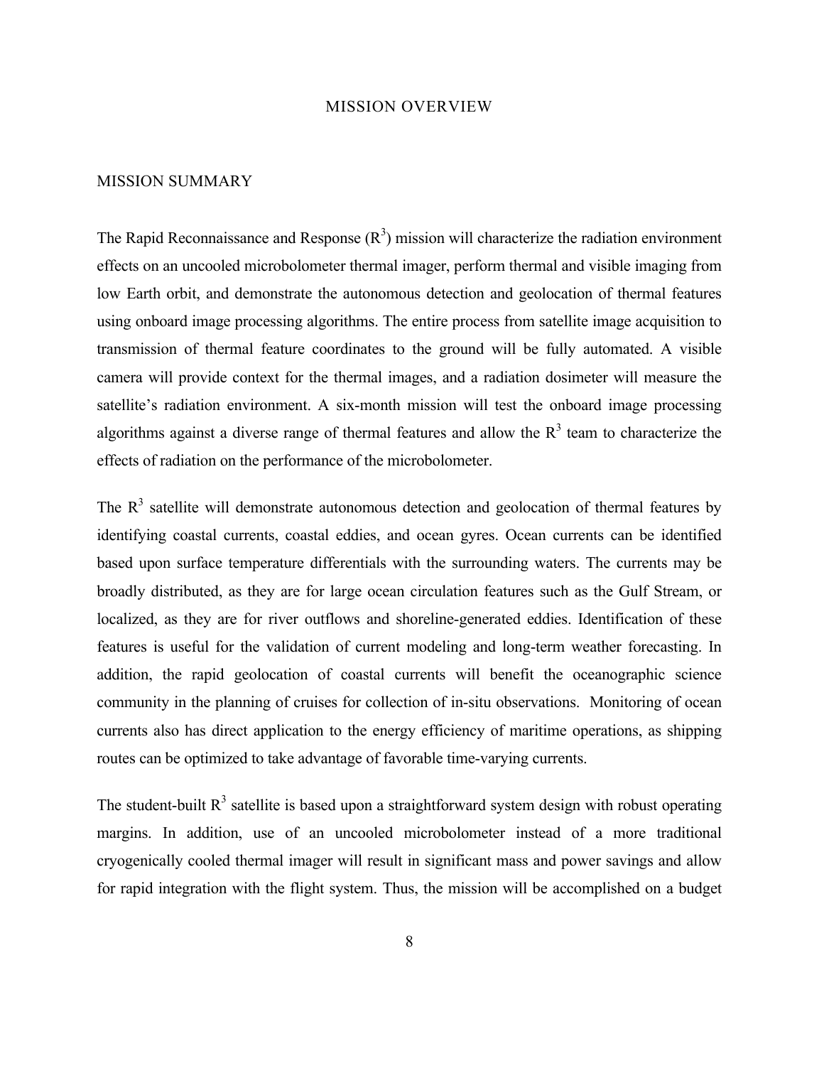# MISSION OVERVIEW

## MISSION SUMMARY

The Rapid Reconnaissance and Response ($R^3$) mission will characterize the radiation environment effects on an uncooled microbolometer thermal imager, perform thermal and visible imaging from low Earth orbit, and demonstrate the autonomous detection and geolocation of thermal features using onboard image processing algorithms. The entire process from satellite image acquisition to transmission of thermal feature coordinates to the ground will be fully automated. A visible camera will provide context for the thermal images, and a radiation dosimeter will measure the satellite's radiation environment. A six-month mission will test the onboard image processing algorithms against a diverse range of thermal features and allow the $R^3$ team to characterize the effects of radiation on the performance of the microbolometer.

The $R^3$ satellite will demonstrate autonomous detection and geolocation of thermal features by identifying coastal currents, coastal eddies, and ocean gyres. Ocean currents can be identified based upon surface temperature differentials with the surrounding waters. The currents may be broadly distributed, as they are for large ocean circulation features such as the Gulf Stream, or localized, as they are for river outflows and shoreline-generated eddies. Identification of these features is useful for the validation of current modeling and long-term weather forecasting. In addition, the rapid geolocation of coastal currents will benefit the oceanographic science community in the planning of cruises for collection of in-situ observations. Monitoring of ocean currents also has direct application to the energy efficiency of maritime operations, as shipping routes can be optimized to take advantage of favorable time-varying currents.

The student-built $R^3$ satellite is based upon a straightforward system design with robust operating margins. In addition, use of an uncooled microbolometer instead of a more traditional cryogenically cooled thermal imager will result in significant mass and power savings and allow for rapid integration with the flight system. Thus, the mission will be accomplished on a budget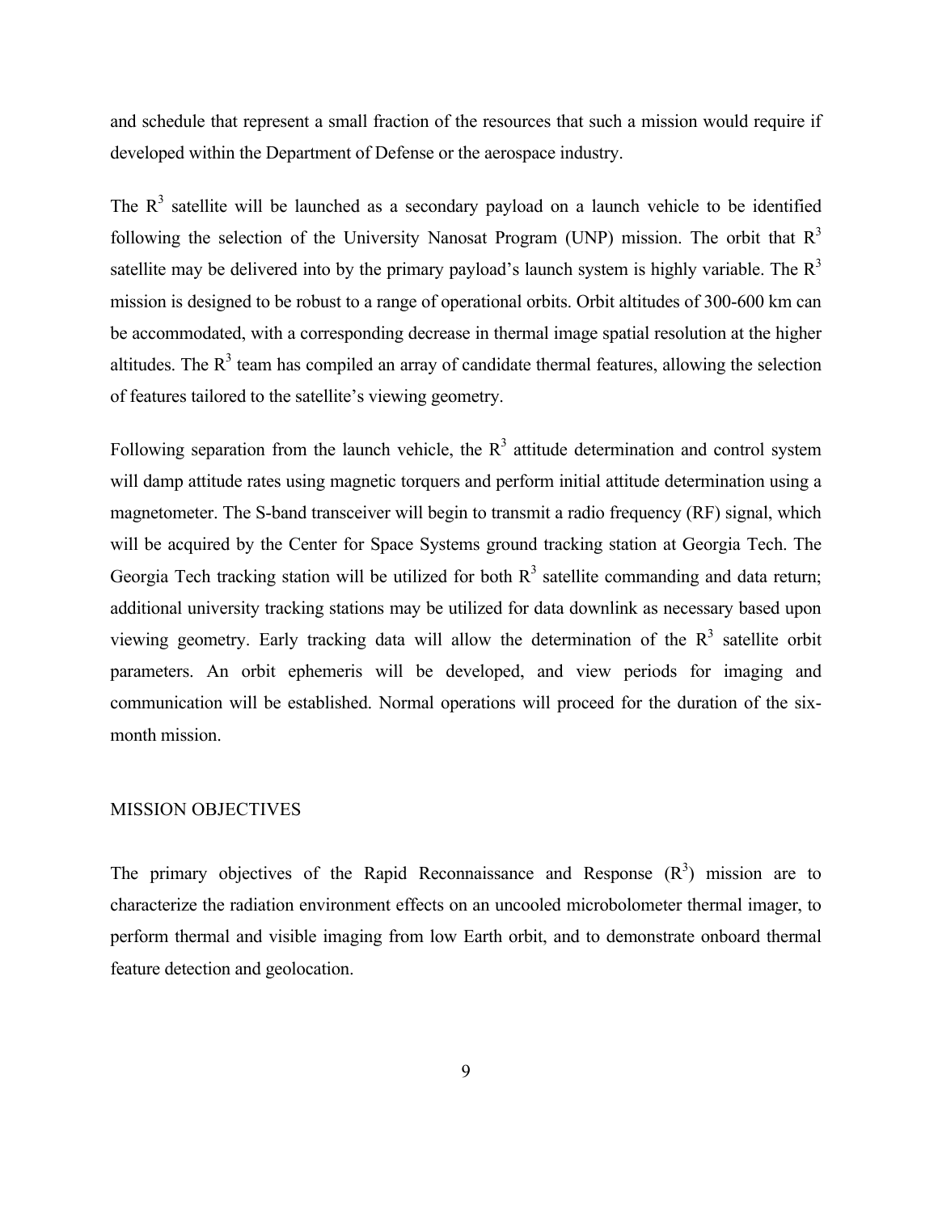and schedule that represent a small fraction of the resources that such a mission would require if developed within the Department of Defense or the aerospace industry.

The $R^3$ satellite will be launched as a secondary payload on a launch vehicle to be identified following the selection of the University Nanosat Program (UNP) mission. The orbit that $R^3$ satellite may be delivered into by the primary payload's launch system is highly variable. The $R^3$ mission is designed to be robust to a range of operational orbits. Orbit altitudes of 300-600 km can be accommodated, with a corresponding decrease in thermal image spatial resolution at the higher altitudes. The $R^3$ team has compiled an array of candidate thermal features, allowing the selection of features tailored to the satellite's viewing geometry.

Following separation from the launch vehicle, the $R^3$ attitude determination and control system will damp attitude rates using magnetic torquers and perform initial attitude determination using a magnetometer. The S-band transceiver will begin to transmit a radio frequency (RF) signal, which will be acquired by the Center for Space Systems ground tracking station at Georgia Tech. The Georgia Tech tracking station will be utilized for both $R^3$ satellite commanding and data return; additional university tracking stations may be utilized for data downlink as necessary based upon viewing geometry. Early tracking data will allow the determination of the $R^3$ satellite orbit parameters. An orbit ephemeris will be developed, and view periods for imaging and communication will be established. Normal operations will proceed for the duration of the six-month mission.

## MISSION OBJECTIVES

The primary objectives of the Rapid Reconnaissance and Response ($R^3$) mission are to characterize the radiation environment effects on an uncooled microbolometer thermal imager, to perform thermal and visible imaging from low Earth orbit, and to demonstrate onboard thermal feature detection and geolocation.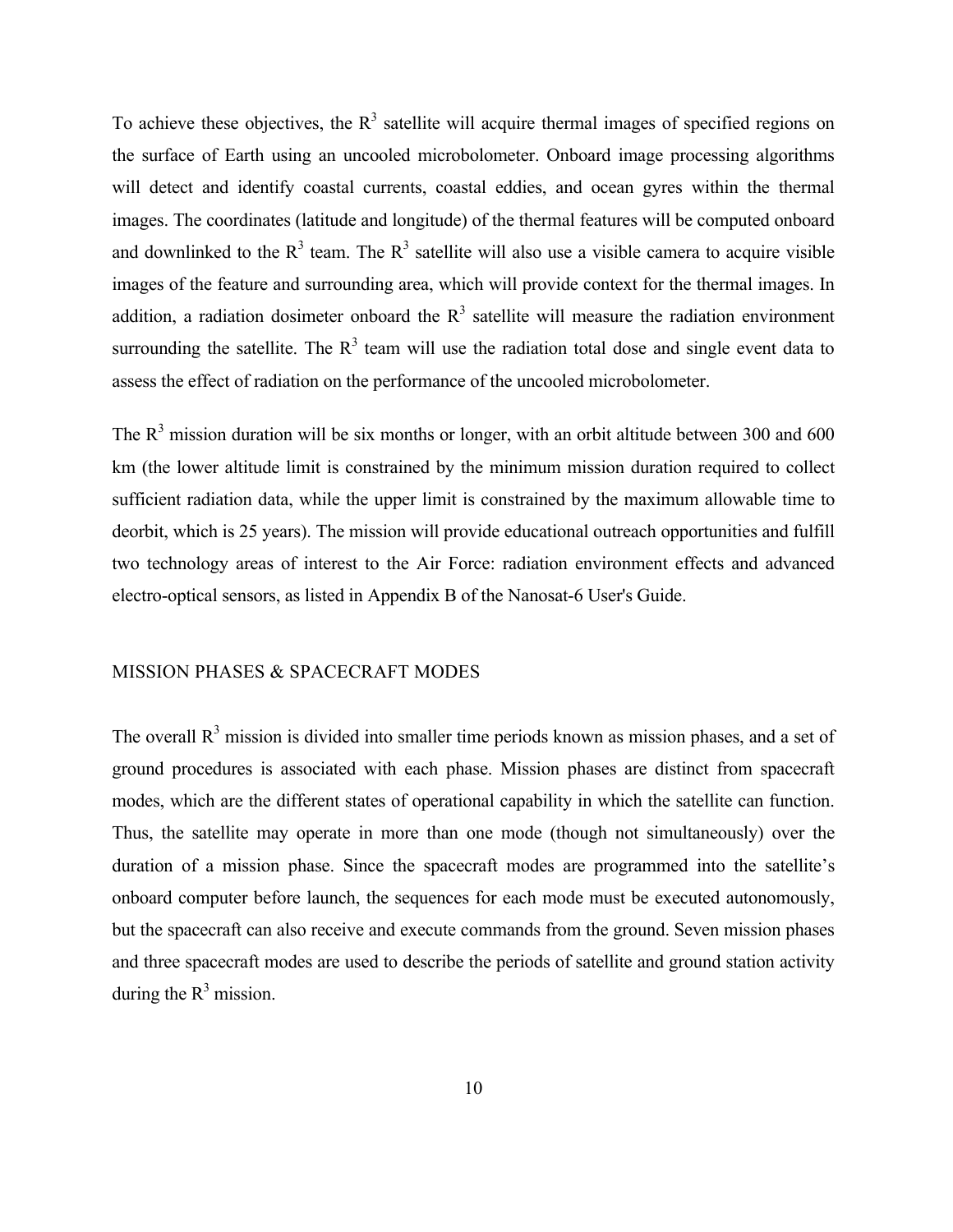To achieve these objectives, the $R^3$ satellite will acquire thermal images of specified regions on the surface of Earth using an uncooled microbolometer. Onboard image processing algorithms will detect and identify coastal currents, coastal eddies, and ocean gyres within the thermal images. The coordinates (latitude and longitude) of the thermal features will be computed onboard and downlinked to the $R^3$ team. The $R^3$ satellite will also use a visible camera to acquire visible images of the feature and surrounding area, which will provide context for the thermal images. In addition, a radiation dosimeter onboard the $R^3$ satellite will measure the radiation environment surrounding the satellite. The $R^3$ team will use the radiation total dose and single event data to assess the effect of radiation on the performance of the uncooled microbolometer.

The $R^3$ mission duration will be six months or longer, with an orbit altitude between 300 and 600 km (the lower altitude limit is constrained by the minimum mission duration required to collect sufficient radiation data, while the upper limit is constrained by the maximum allowable time to deorbit, which is 25 years). The mission will provide educational outreach opportunities and fulfill two technology areas of interest to the Air Force: radiation environment effects and advanced electro-optical sensors, as listed in Appendix B of the Nanosat-6 User's Guide.

## MISSION PHASES & SPACECRAFT MODES

The overall $R^3$ mission is divided into smaller time periods known as mission phases, and a set of ground procedures is associated with each phase. Mission phases are distinct from spacecraft modes, which are the different states of operational capability in which the satellite can function. Thus, the satellite may operate in more than one mode (though not simultaneously) over the duration of a mission phase. Since the spacecraft modes are programmed into the satellite's onboard computer before launch, the sequences for each mode must be executed autonomously, but the spacecraft can also receive and execute commands from the ground. Seven mission phases and three spacecraft modes are used to describe the periods of satellite and ground station activity during the $R^3$ mission.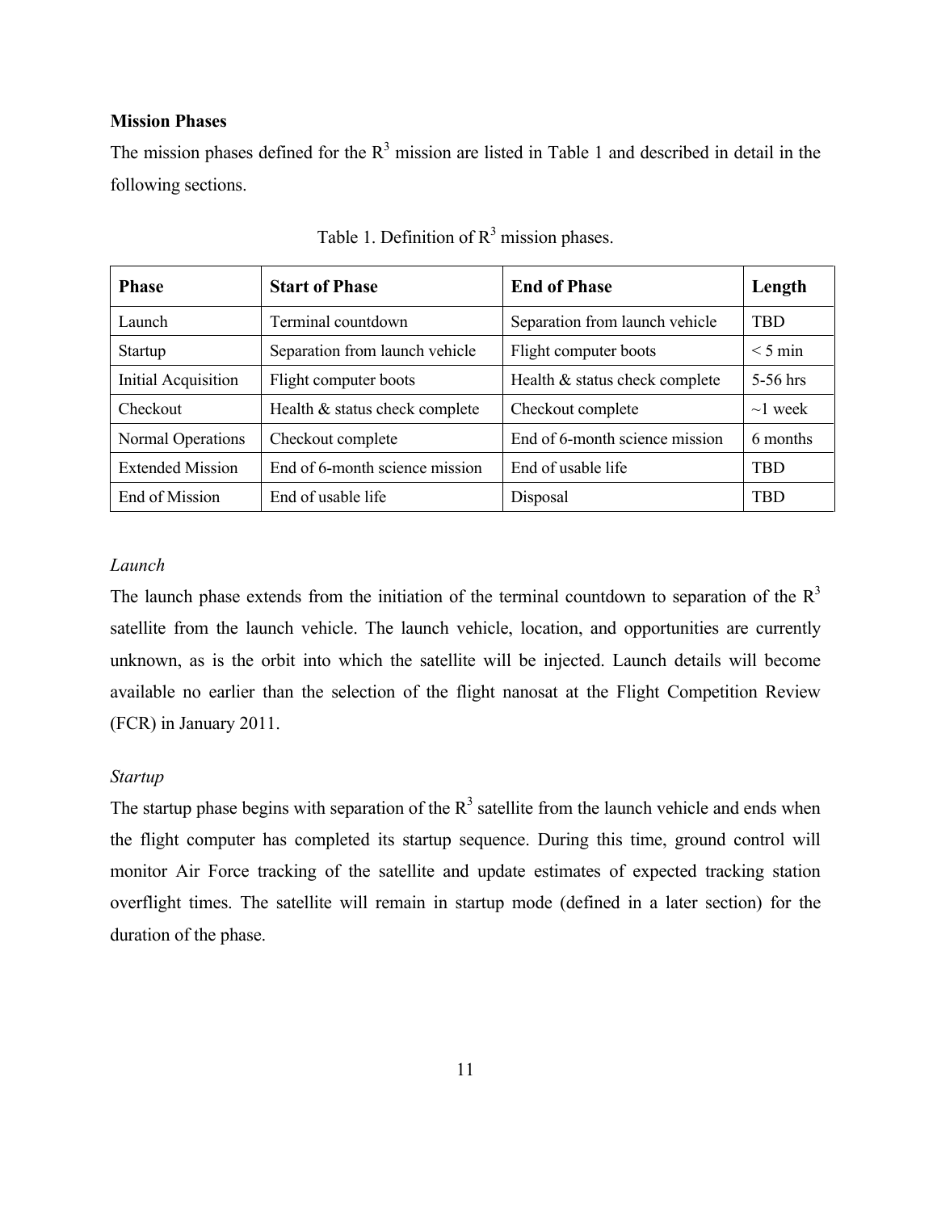**Mission Phases**

The mission phases defined for the $R^3$ mission are listed in Table 1 and described in detail in the following sections.

Table 1. Definition of $R^3$ mission phases.

| Phase | Start of Phase | End of Phase | Length |
|---|---|---|---|
| Launch | Terminal countdown | Separation from launch vehicle | TBD |
| Startup | Separation from launch vehicle | Flight computer boots | < 5 min |
| Initial Acquisition | Flight computer boots | Health & status check complete | 5-56 hrs |
| Checkout | Health & status check complete | Checkout complete | ~1 week |
| Normal Operations | Checkout complete | End of 6-month science mission | 6 months |
| Extended Mission | End of 6-month science mission | End of usable life | TBD |
| End of Mission | End of usable life | Disposal | TBD |

*Launch*

The launch phase extends from the initiation of the terminal countdown to separation of the $R^3$ satellite from the launch vehicle. The launch vehicle, location, and opportunities are currently unknown, as is the orbit into which the satellite will be injected. Launch details will become available no earlier than the selection of the flight nanosat at the Flight Competition Review (FCR) in January 2011.

*Startup*

The startup phase begins with separation of the $R^3$ satellite from the launch vehicle and ends when the flight computer has completed its startup sequence. During this time, ground control will monitor Air Force tracking of the satellite and update estimates of expected tracking station overflight times. The satellite will remain in startup mode (defined in a later section) for the duration of the phase.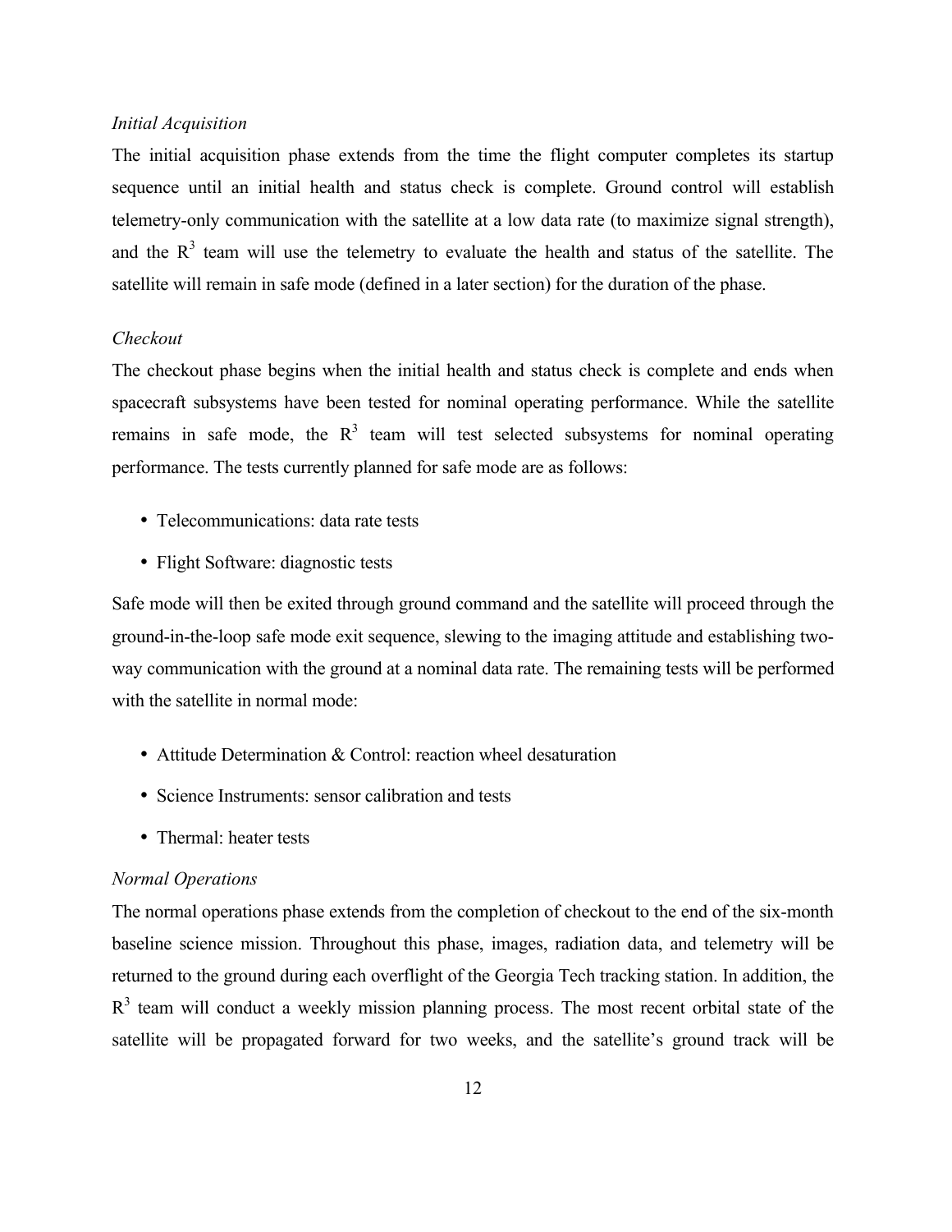*Initial Acquisition*

The initial acquisition phase extends from the time the flight computer completes its startup sequence until an initial health and status check is complete. Ground control will establish telemetry-only communication with the satellite at a low data rate (to maximize signal strength), and the $R^3$ team will use the telemetry to evaluate the health and status of the satellite. The satellite will remain in safe mode (defined in a later section) for the duration of the phase.

*Checkout*

The checkout phase begins when the initial health and status check is complete and ends when spacecraft subsystems have been tested for nominal operating performance. While the satellite remains in safe mode, the $R^3$ team will test selected subsystems for nominal operating performance. The tests currently planned for safe mode are as follows:

- Telecommunications: data rate tests
- Flight Software: diagnostic tests

Safe mode will then be exited through ground command and the satellite will proceed through the ground-in-the-loop safe mode exit sequence, slewing to the imaging attitude and establishing two-way communication with the ground at a nominal data rate. The remaining tests will be performed with the satellite in normal mode:

- Attitude Determination & Control: reaction wheel desaturation
- Science Instruments: sensor calibration and tests
- Thermal: heater tests

*Normal Operations*

The normal operations phase extends from the completion of checkout to the end of the six-month baseline science mission. Throughout this phase, images, radiation data, and telemetry will be returned to the ground during each overflight of the Georgia Tech tracking station. In addition, the $R^3$ team will conduct a weekly mission planning process. The most recent orbital state of the satellite will be propagated forward for two weeks, and the satellite's ground track will be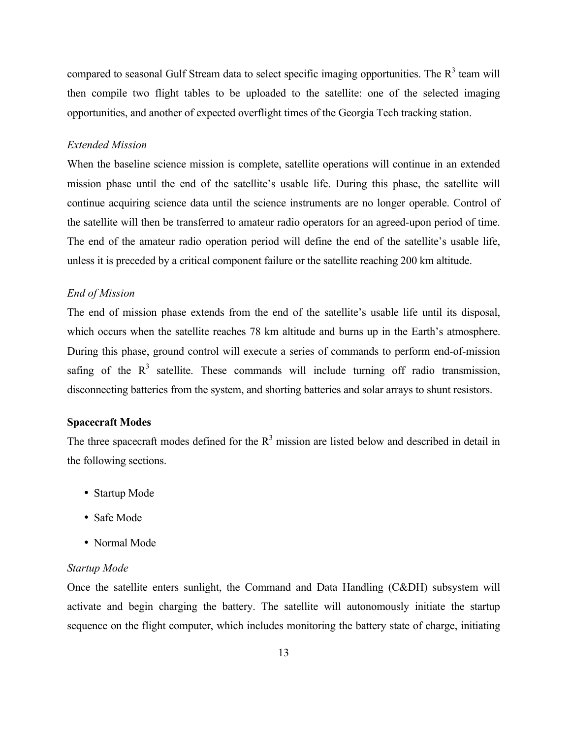compared to seasonal Gulf Stream data to select specific imaging opportunities. The $R^3$ team will then compile two flight tables to be uploaded to the satellite: one of the selected imaging opportunities, and another of expected overflight times of the Georgia Tech tracking station.

*Extended Mission*

When the baseline science mission is complete, satellite operations will continue in an extended mission phase until the end of the satellite's usable life. During this phase, the satellite will continue acquiring science data until the science instruments are no longer operable. Control of the satellite will then be transferred to amateur radio operators for an agreed-upon period of time. The end of the amateur radio operation period will define the end of the satellite's usable life, unless it is preceded by a critical component failure or the satellite reaching 200 km altitude.

*End of Mission*

The end of mission phase extends from the end of the satellite's usable life until its disposal, which occurs when the satellite reaches 78 km altitude and burns up in the Earth's atmosphere. During this phase, ground control will execute a series of commands to perform end-of-mission safing of the $R^3$ satellite. These commands will include turning off radio transmission, disconnecting batteries from the system, and shorting batteries and solar arrays to shunt resistors.

**Spacecraft Modes**

The three spacecraft modes defined for the $R^3$ mission are listed below and described in detail in the following sections.

- Startup Mode
- Safe Mode
- Normal Mode

*Startup Mode*

Once the satellite enters sunlight, the Command and Data Handling (C&DH) subsystem will activate and begin charging the battery. The satellite will autonomously initiate the startup sequence on the flight computer, which includes monitoring the battery state of charge, initiating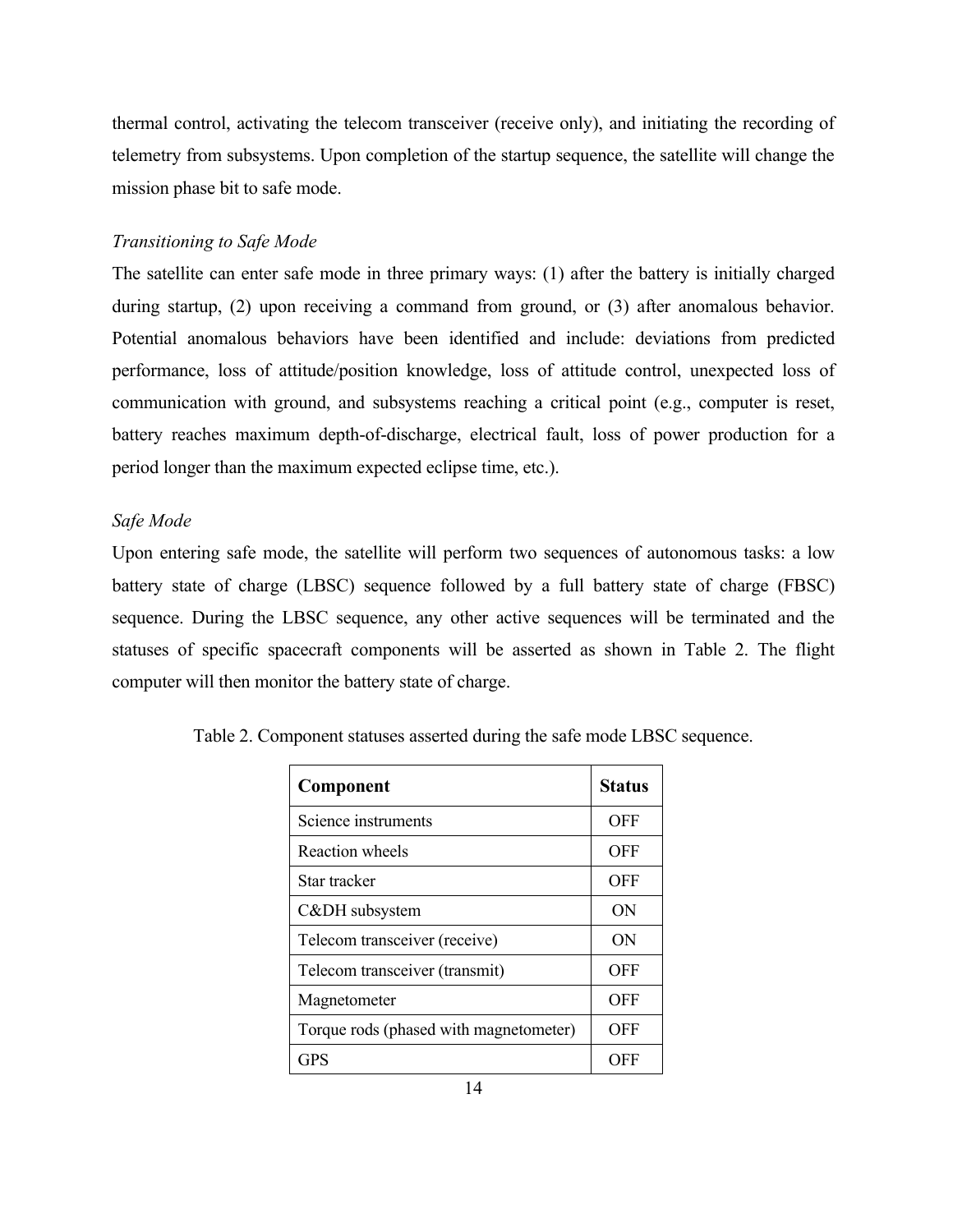thermal control, activating the telecom transceiver (receive only), and initiating the recording of telemetry from subsystems. Upon completion of the startup sequence, the satellite will change the mission phase bit to safe mode.

*Transitioning to Safe Mode*

The satellite can enter safe mode in three primary ways: (1) after the battery is initially charged during startup, (2) upon receiving a command from ground, or (3) after anomalous behavior. Potential anomalous behaviors have been identified and include: deviations from predicted performance, loss of attitude/position knowledge, loss of attitude control, unexpected loss of communication with ground, and subsystems reaching a critical point (e.g., computer is reset, battery reaches maximum depth-of-discharge, electrical fault, loss of power production for a period longer than the maximum expected eclipse time, etc.).

*Safe Mode*

Upon entering safe mode, the satellite will perform two sequences of autonomous tasks: a low battery state of charge (LBSC) sequence followed by a full battery state of charge (FBSC) sequence. During the LBSC sequence, any other active sequences will be terminated and the statuses of specific spacecraft components will be asserted as shown in Table 2. The flight computer will then monitor the battery state of charge.

Table 2. Component statuses asserted during the safe mode LBSC sequence.

| **Component** | **Status** |
|---|---|
| Science instruments | OFF |
| Reaction wheels | OFF |
| Star tracker | OFF |
| C&DH subsystem | ON |
| Telecom transceiver (receive) | ON |
| Telecom transceiver (transmit) | OFF |
| Magnetometer | OFF |
| Torque rods (phased with magnetometer) | OFF |
| GPS | OFF |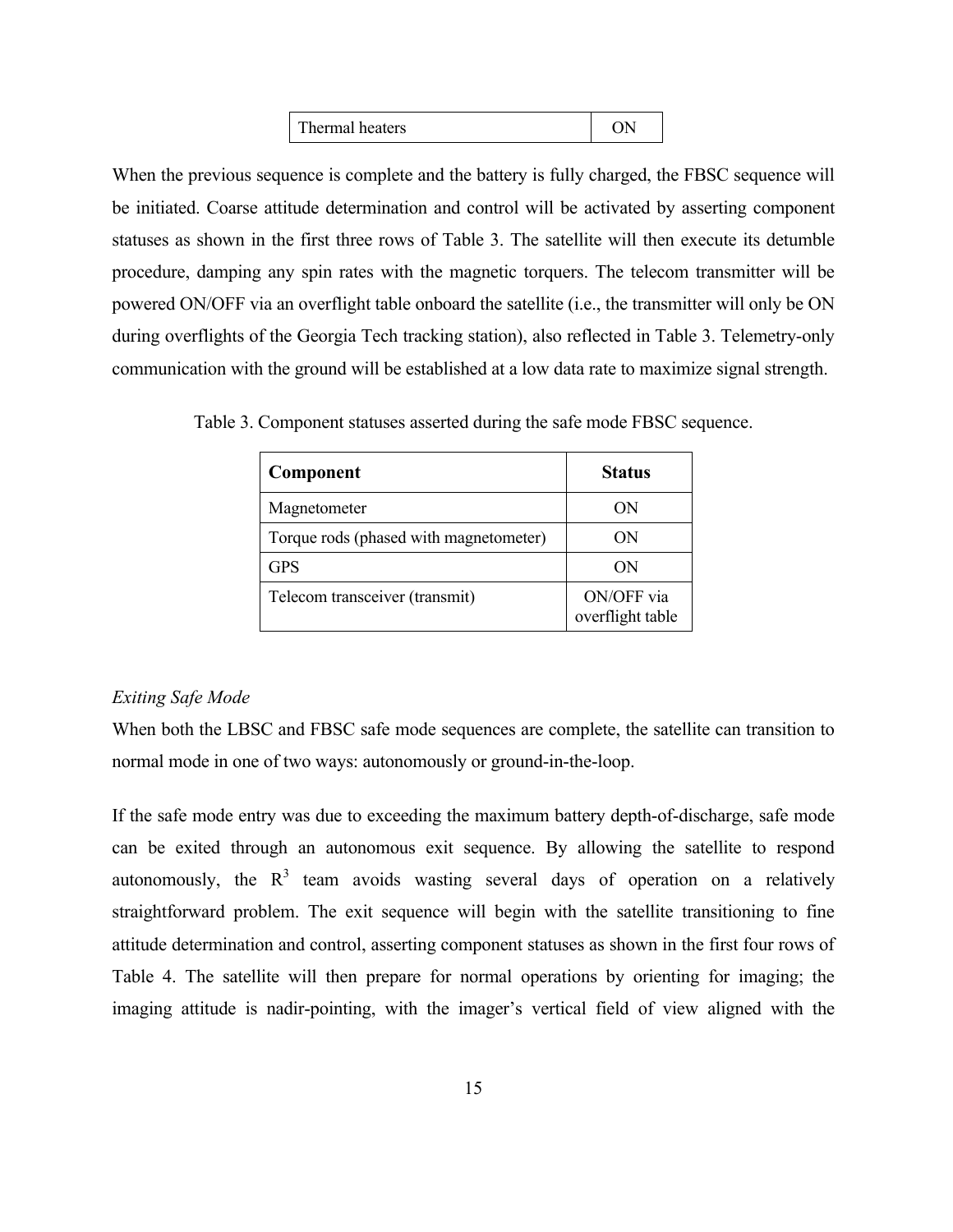| Thermal heaters | ON |
|---|---|

When the previous sequence is complete and the battery is fully charged, the FBSC sequence will be initiated. Coarse attitude determination and control will be activated by asserting component statuses as shown in the first three rows of Table 3. The satellite will then execute its detumble procedure, damping any spin rates with the magnetic torquers. The telecom transmitter will be powered ON/OFF via an overflight table onboard the satellite (i.e., the transmitter will only be ON during overflights of the Georgia Tech tracking station), also reflected in Table 3. Telemetry-only communication with the ground will be established at a low data rate to maximize signal strength.

Table 3. Component statuses asserted during the safe mode FBSC sequence.

| Component | Status |
|---|---|
| Magnetometer | ON |
| Torque rods (phased with magnetometer) | ON |
| GPS | ON |
| Telecom transceiver (transmit) | ON/OFF via overflight table |

*Exiting Safe Mode*

When both the LBSC and FBSC safe mode sequences are complete, the satellite can transition to normal mode in one of two ways: autonomously or ground-in-the-loop.

If the safe mode entry was due to exceeding the maximum battery depth-of-discharge, safe mode can be exited through an autonomous exit sequence. By allowing the satellite to respond autonomously, the $R^3$ team avoids wasting several days of operation on a relatively straightforward problem. The exit sequence will begin with the satellite transitioning to fine attitude determination and control, asserting component statuses as shown in the first four rows of Table 4. The satellite will then prepare for normal operations by orienting for imaging; the imaging attitude is nadir-pointing, with the imager's vertical field of view aligned with the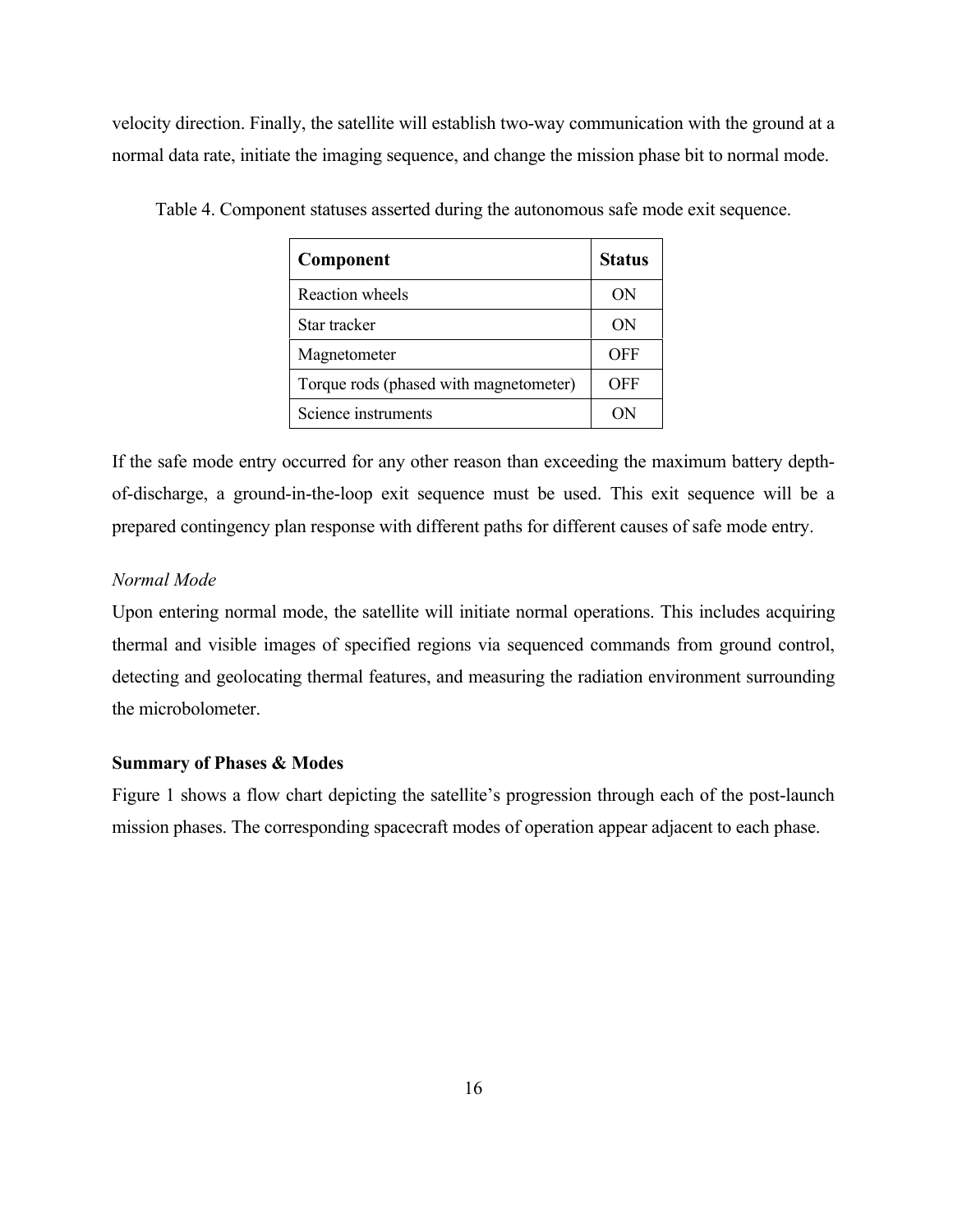velocity direction. Finally, the satellite will establish two-way communication with the ground at a normal data rate, initiate the imaging sequence, and change the mission phase bit to normal mode.

Table 4. Component statuses asserted during the autonomous safe mode exit sequence.

| Component | Status |
|---|---|
| Reaction wheels | ON |
| Star tracker | ON |
| Magnetometer | OFF |
| Torque rods (phased with magnetometer) | OFF |
| Science instruments | ON |

If the safe mode entry occurred for any other reason than exceeding the maximum battery depth-of-discharge, a ground-in-the-loop exit sequence must be used. This exit sequence will be a prepared contingency plan response with different paths for different causes of safe mode entry.

*Normal Mode*

Upon entering normal mode, the satellite will initiate normal operations. This includes acquiring thermal and visible images of specified regions via sequenced commands from ground control, detecting and geolocating thermal features, and measuring the radiation environment surrounding the microbolometer.

**Summary of Phases & Modes**

Figure 1 shows a flow chart depicting the satellite's progression through each of the post-launch mission phases. The corresponding spacecraft modes of operation appear adjacent to each phase.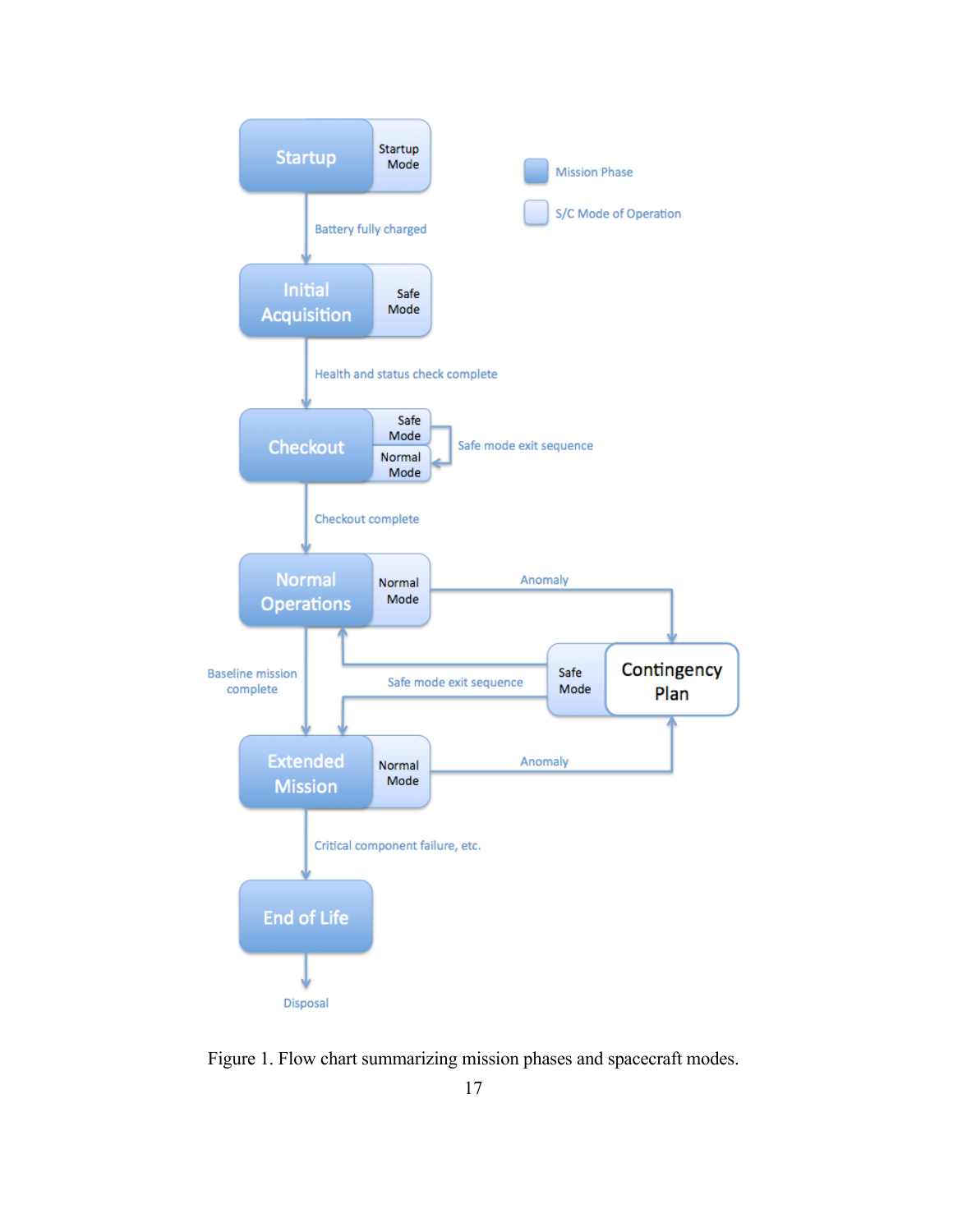Startup — Startup Mode

Battery fully charged

Initial Acquisition — Safe Mode

Health and status check complete

Checkout — Safe Mode / Normal Mode

Safe mode exit sequence

Checkout complete

Normal Operations — Normal Mode

Anomaly

Contingency Plan — Safe Mode

Safe mode exit sequence

Baseline mission complete

Extended Mission — Normal Mode

Anomaly

Critical component failure, etc.

End of Life

Disposal

Mission Phase

S/C Mode of Operation

Figure 1. Flow chart summarizing mission phases and spacecraft modes.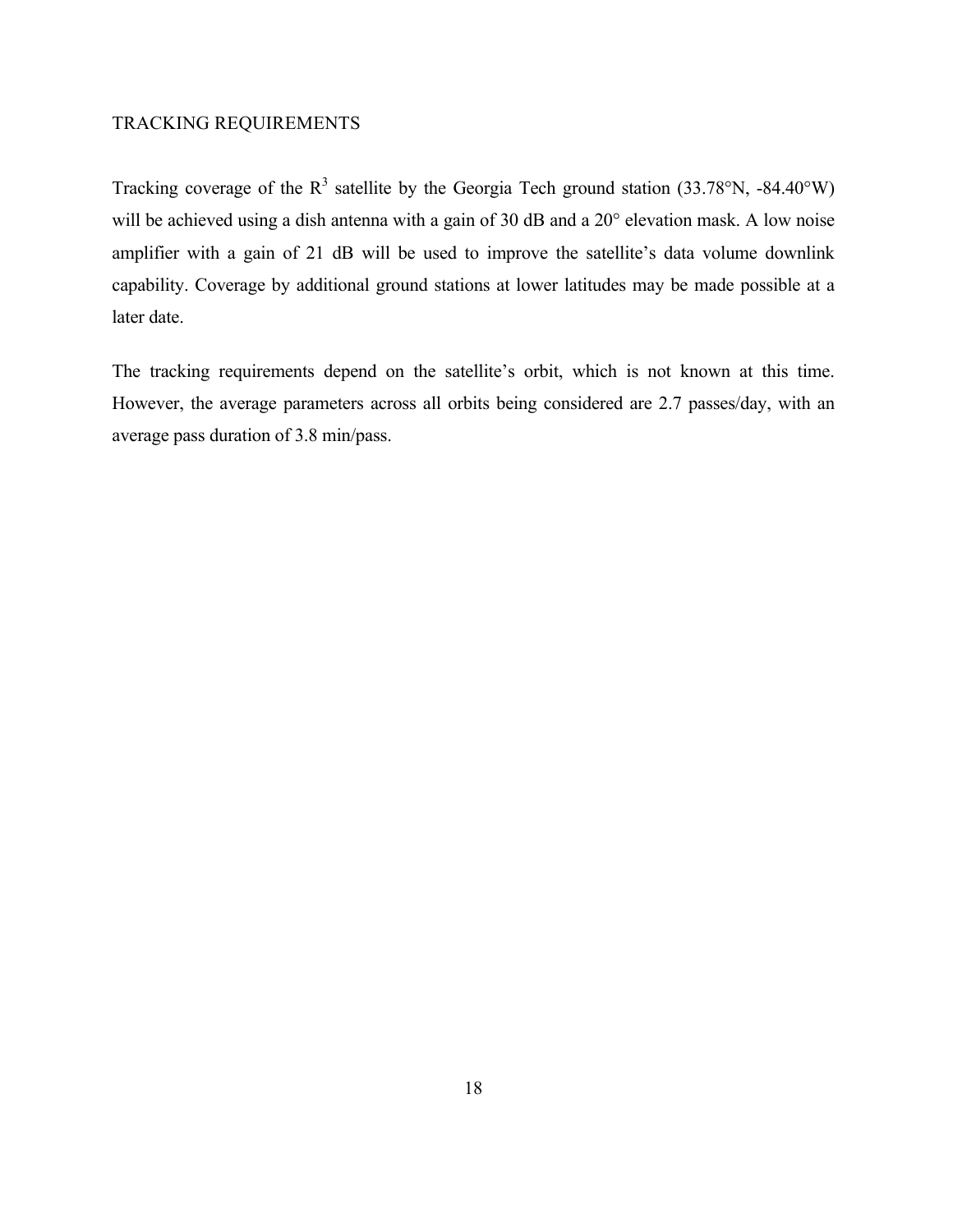## TRACKING REQUIREMENTS

Tracking coverage of the $R^3$ satellite by the Georgia Tech ground station (33.78°N, -84.40°W) will be achieved using a dish antenna with a gain of 30 dB and a 20° elevation mask. A low noise amplifier with a gain of 21 dB will be used to improve the satellite's data volume downlink capability. Coverage by additional ground stations at lower latitudes may be made possible at a later date.

The tracking requirements depend on the satellite's orbit, which is not known at this time. However, the average parameters across all orbits being considered are 2.7 passes/day, with an average pass duration of 3.8 min/pass.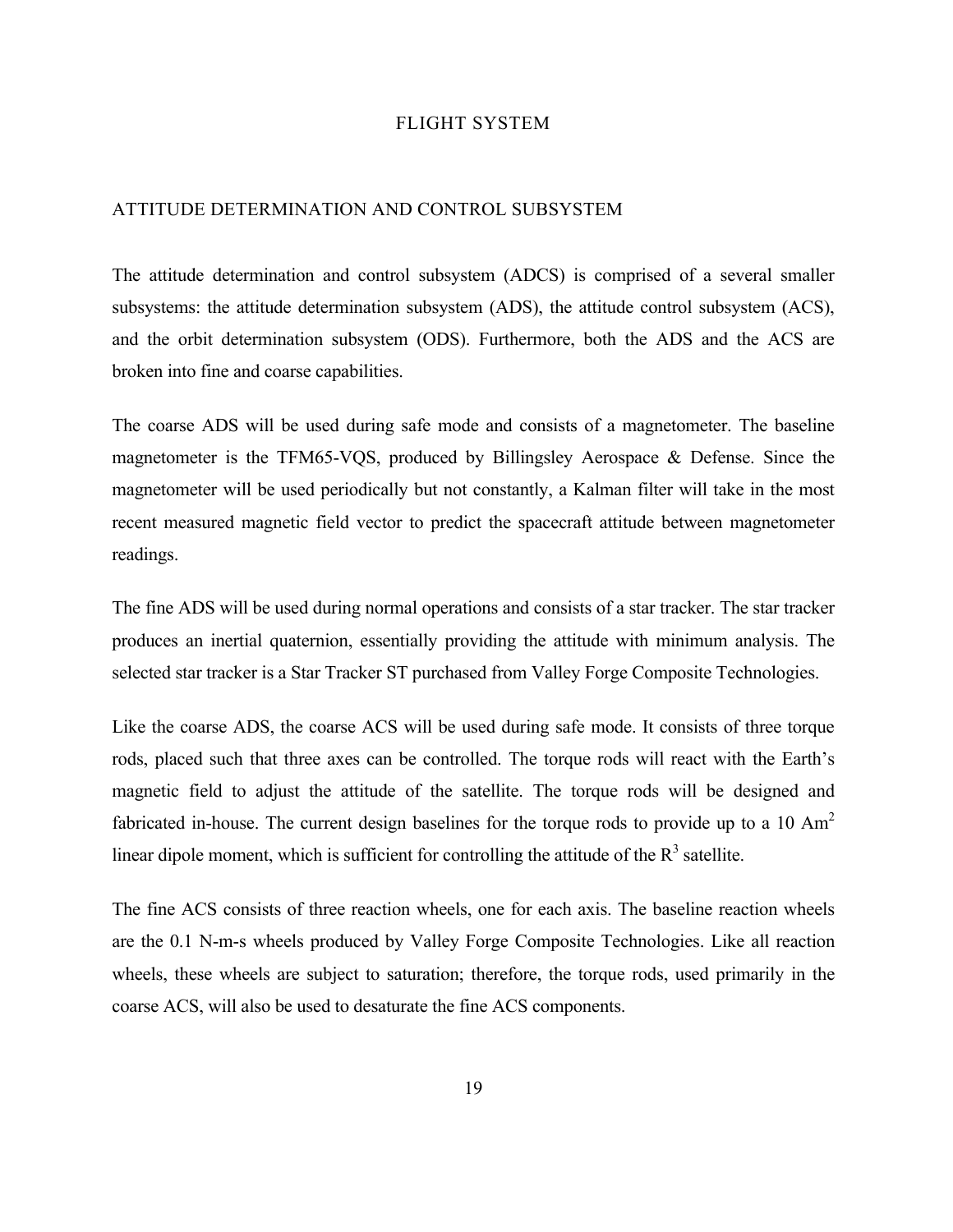# FLIGHT SYSTEM

## ATTITUDE DETERMINATION AND CONTROL SUBSYSTEM

The attitude determination and control subsystem (ADCS) is comprised of a several smaller subsystems: the attitude determination subsystem (ADS), the attitude control subsystem (ACS), and the orbit determination subsystem (ODS). Furthermore, both the ADS and the ACS are broken into fine and coarse capabilities.

The coarse ADS will be used during safe mode and consists of a magnetometer. The baseline magnetometer is the TFM65-VQS, produced by Billingsley Aerospace & Defense. Since the magnetometer will be used periodically but not constantly, a Kalman filter will take in the most recent measured magnetic field vector to predict the spacecraft attitude between magnetometer readings.

The fine ADS will be used during normal operations and consists of a star tracker. The star tracker produces an inertial quaternion, essentially providing the attitude with minimum analysis. The selected star tracker is a Star Tracker ST purchased from Valley Forge Composite Technologies.

Like the coarse ADS, the coarse ACS will be used during safe mode. It consists of three torque rods, placed such that three axes can be controlled. The torque rods will react with the Earth's magnetic field to adjust the attitude of the satellite. The torque rods will be designed and fabricated in-house. The current design baselines for the torque rods to provide up to a 10 $Am^2$ linear dipole moment, which is sufficient for controlling the attitude of the $R^3$ satellite.

The fine ACS consists of three reaction wheels, one for each axis. The baseline reaction wheels are the 0.1 N-m-s wheels produced by Valley Forge Composite Technologies. Like all reaction wheels, these wheels are subject to saturation; therefore, the torque rods, used primarily in the coarse ACS, will also be used to desaturate the fine ACS components.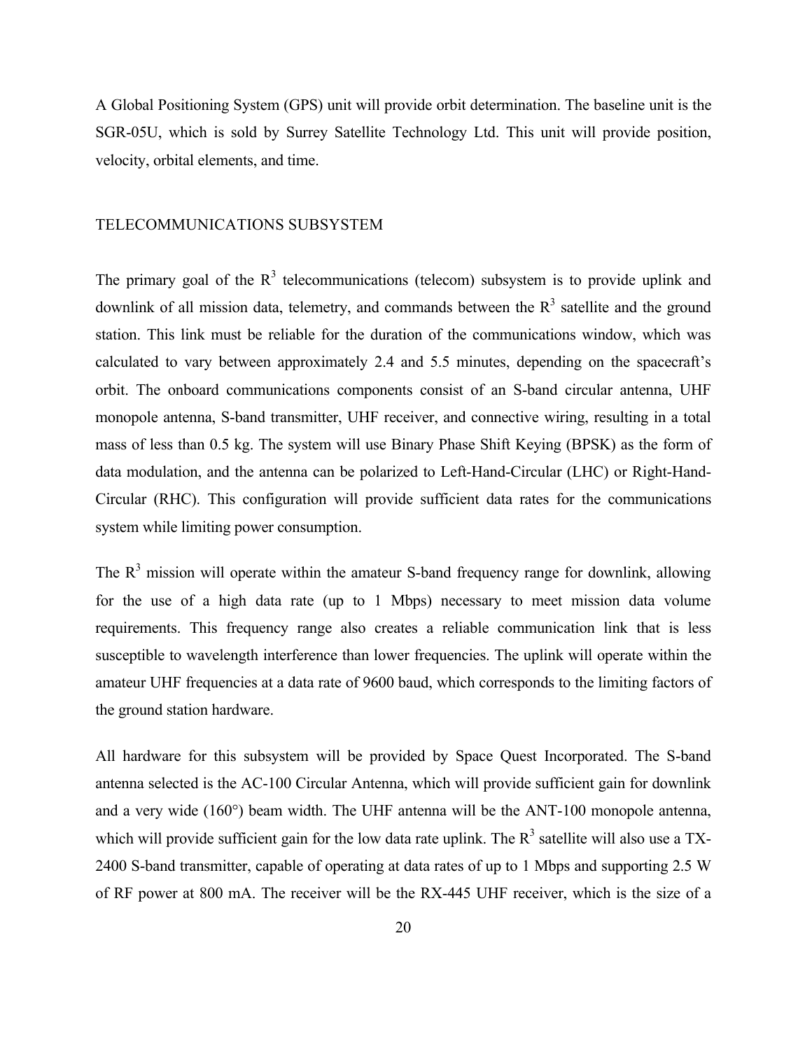A Global Positioning System (GPS) unit will provide orbit determination. The baseline unit is the SGR-05U, which is sold by Surrey Satellite Technology Ltd. This unit will provide position, velocity, orbital elements, and time.

## TELECOMMUNICATIONS SUBSYSTEM

The primary goal of the $R^3$ telecommunications (telecom) subsystem is to provide uplink and downlink of all mission data, telemetry, and commands between the $R^3$ satellite and the ground station. This link must be reliable for the duration of the communications window, which was calculated to vary between approximately 2.4 and 5.5 minutes, depending on the spacecraft's orbit. The onboard communications components consist of an S-band circular antenna, UHF monopole antenna, S-band transmitter, UHF receiver, and connective wiring, resulting in a total mass of less than 0.5 kg. The system will use Binary Phase Shift Keying (BPSK) as the form of data modulation, and the antenna can be polarized to Left-Hand-Circular (LHC) or Right-Hand-Circular (RHC). This configuration will provide sufficient data rates for the communications system while limiting power consumption.

The $R^3$ mission will operate within the amateur S-band frequency range for downlink, allowing for the use of a high data rate (up to 1 Mbps) necessary to meet mission data volume requirements. This frequency range also creates a reliable communication link that is less susceptible to wavelength interference than lower frequencies. The uplink will operate within the amateur UHF frequencies at a data rate of 9600 baud, which corresponds to the limiting factors of the ground station hardware.

All hardware for this subsystem will be provided by Space Quest Incorporated. The S-band antenna selected is the AC-100 Circular Antenna, which will provide sufficient gain for downlink and a very wide (160°) beam width. The UHF antenna will be the ANT-100 monopole antenna, which will provide sufficient gain for the low data rate uplink. The $R^3$ satellite will also use a TX-2400 S-band transmitter, capable of operating at data rates of up to 1 Mbps and supporting 2.5 W of RF power at 800 mA. The receiver will be the RX-445 UHF receiver, which is the size of a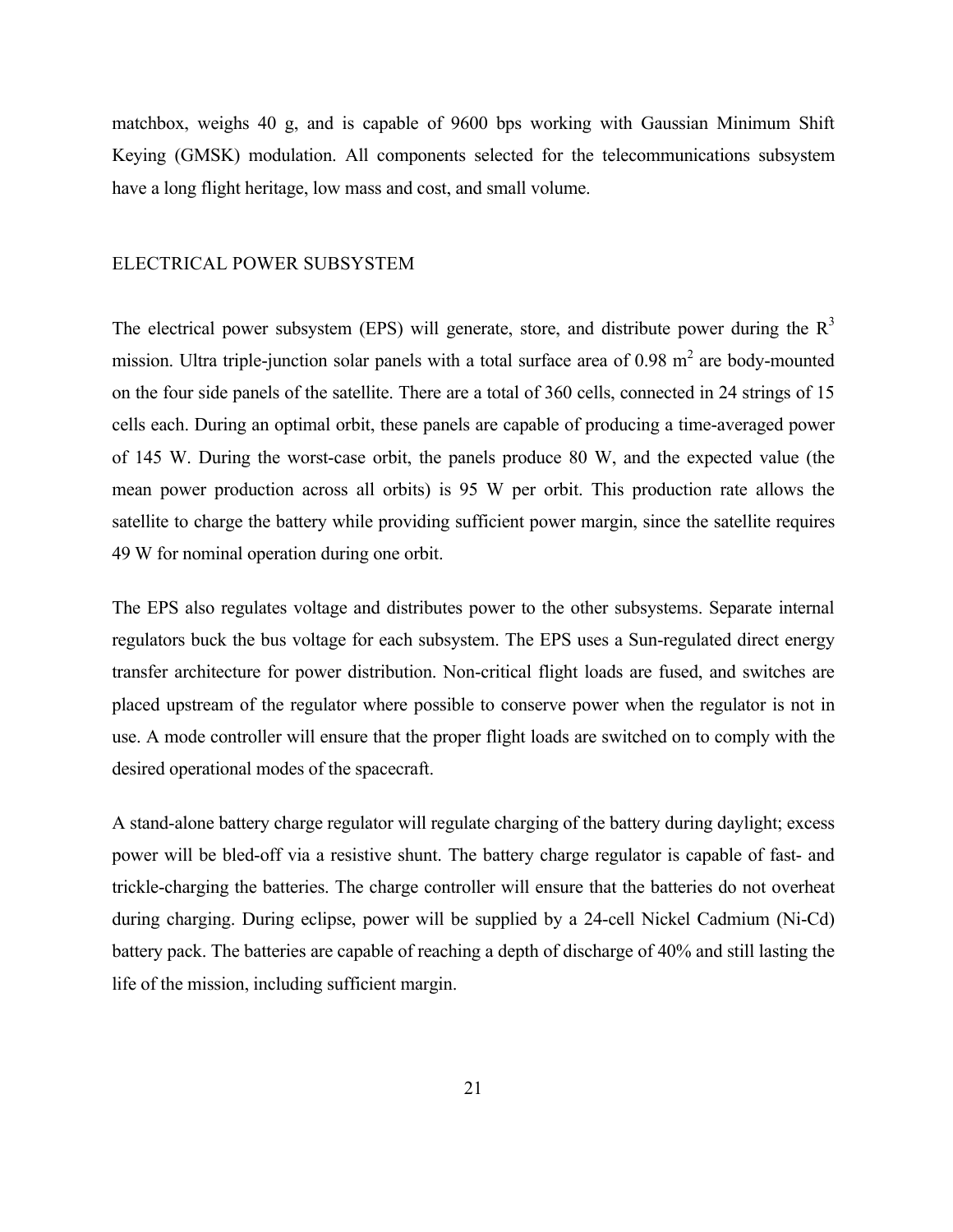matchbox, weighs 40 g, and is capable of 9600 bps working with Gaussian Minimum Shift Keying (GMSK) modulation. All components selected for the telecommunications subsystem have a long flight heritage, low mass and cost, and small volume.

## ELECTRICAL POWER SUBSYSTEM

The electrical power subsystem (EPS) will generate, store, and distribute power during the $R^3$ mission. Ultra triple-junction solar panels with a total surface area of 0.98 $m^2$ are body-mounted on the four side panels of the satellite. There are a total of 360 cells, connected in 24 strings of 15 cells each. During an optimal orbit, these panels are capable of producing a time-averaged power of 145 W. During the worst-case orbit, the panels produce 80 W, and the expected value (the mean power production across all orbits) is 95 W per orbit. This production rate allows the satellite to charge the battery while providing sufficient power margin, since the satellite requires 49 W for nominal operation during one orbit.

The EPS also regulates voltage and distributes power to the other subsystems. Separate internal regulators buck the bus voltage for each subsystem. The EPS uses a Sun-regulated direct energy transfer architecture for power distribution. Non-critical flight loads are fused, and switches are placed upstream of the regulator where possible to conserve power when the regulator is not in use. A mode controller will ensure that the proper flight loads are switched on to comply with the desired operational modes of the spacecraft.

A stand-alone battery charge regulator will regulate charging of the battery during daylight; excess power will be bled-off via a resistive shunt. The battery charge regulator is capable of fast- and trickle-charging the batteries. The charge controller will ensure that the batteries do not overheat during charging. During eclipse, power will be supplied by a 24-cell Nickel Cadmium (Ni-Cd) battery pack. The batteries are capable of reaching a depth of discharge of 40% and still lasting the life of the mission, including sufficient margin.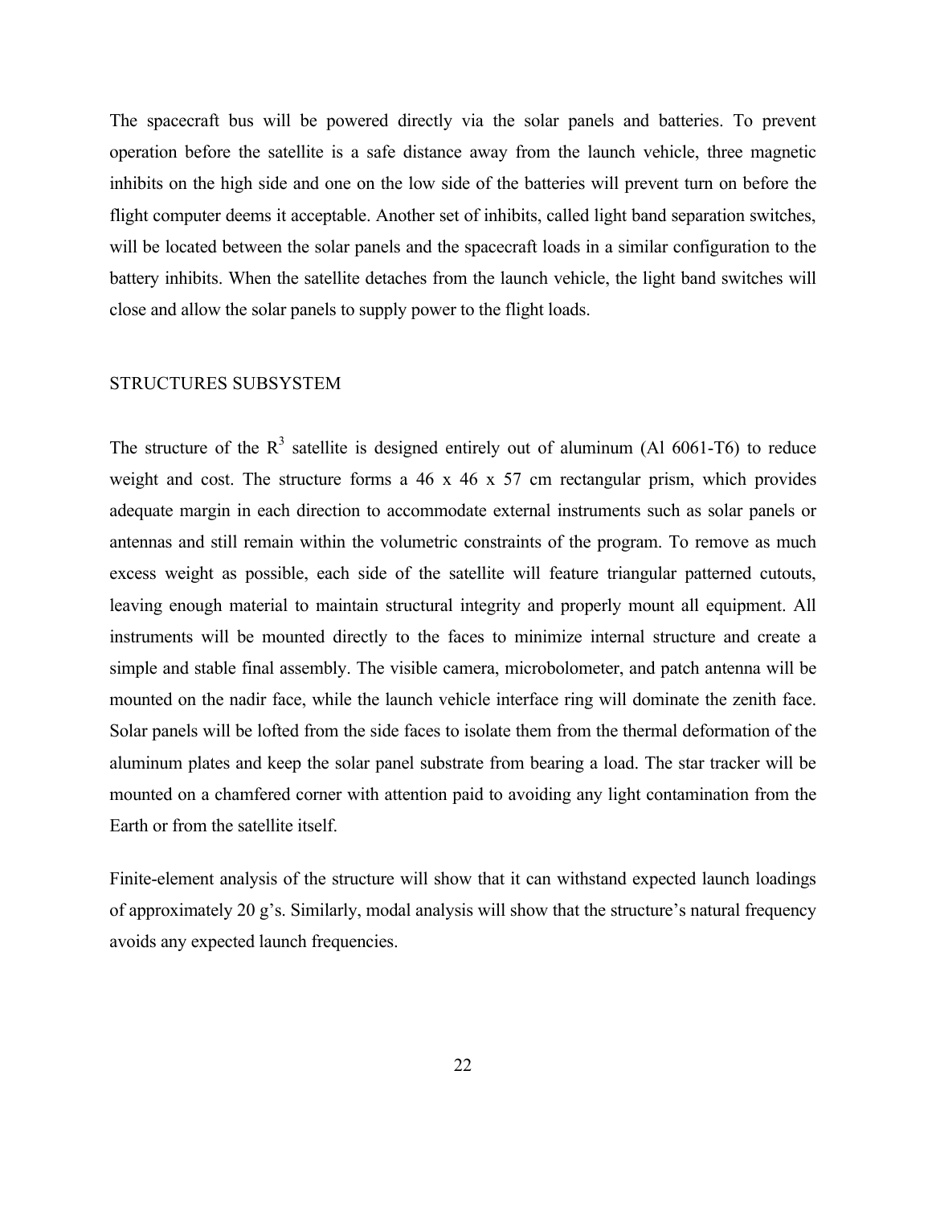The spacecraft bus will be powered directly via the solar panels and batteries. To prevent operation before the satellite is a safe distance away from the launch vehicle, three magnetic inhibits on the high side and one on the low side of the batteries will prevent turn on before the flight computer deems it acceptable. Another set of inhibits, called light band separation switches, will be located between the solar panels and the spacecraft loads in a similar configuration to the battery inhibits. When the satellite detaches from the launch vehicle, the light band switches will close and allow the solar panels to supply power to the flight loads.

## STRUCTURES SUBSYSTEM

The structure of the $R^3$ satellite is designed entirely out of aluminum (Al 6061-T6) to reduce weight and cost. The structure forms a 46 x 46 x 57 cm rectangular prism, which provides adequate margin in each direction to accommodate external instruments such as solar panels or antennas and still remain within the volumetric constraints of the program. To remove as much excess weight as possible, each side of the satellite will feature triangular patterned cutouts, leaving enough material to maintain structural integrity and properly mount all equipment. All instruments will be mounted directly to the faces to minimize internal structure and create a simple and stable final assembly. The visible camera, microbolometer, and patch antenna will be mounted on the nadir face, while the launch vehicle interface ring will dominate the zenith face. Solar panels will be lofted from the side faces to isolate them from the thermal deformation of the aluminum plates and keep the solar panel substrate from bearing a load. The star tracker will be mounted on a chamfered corner with attention paid to avoiding any light contamination from the Earth or from the satellite itself.

Finite-element analysis of the structure will show that it can withstand expected launch loadings of approximately 20 g's. Similarly, modal analysis will show that the structure's natural frequency avoids any expected launch frequencies.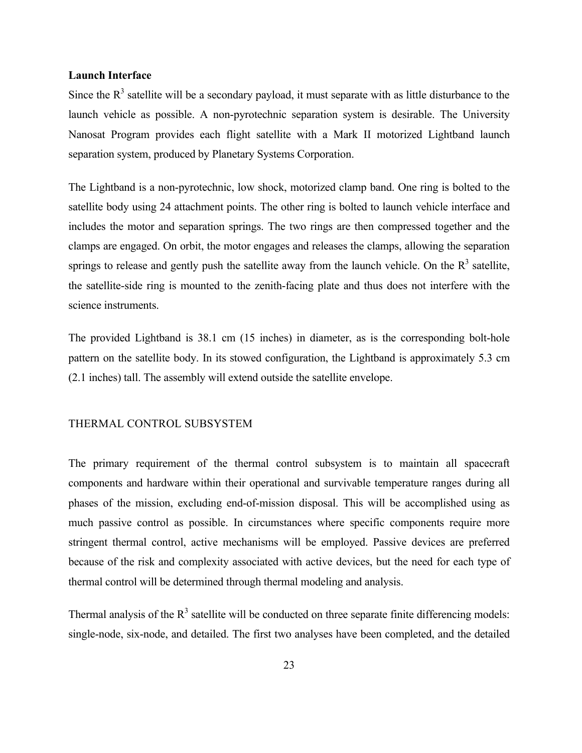**Launch Interface**

Since the $R^3$ satellite will be a secondary payload, it must separate with as little disturbance to the launch vehicle as possible. A non-pyrotechnic separation system is desirable. The University Nanosat Program provides each flight satellite with a Mark II motorized Lightband launch separation system, produced by Planetary Systems Corporation.

The Lightband is a non-pyrotechnic, low shock, motorized clamp band. One ring is bolted to the satellite body using 24 attachment points. The other ring is bolted to launch vehicle interface and includes the motor and separation springs. The two rings are then compressed together and the clamps are engaged. On orbit, the motor engages and releases the clamps, allowing the separation springs to release and gently push the satellite away from the launch vehicle. On the $R^3$ satellite, the satellite-side ring is mounted to the zenith-facing plate and thus does not interfere with the science instruments.

The provided Lightband is 38.1 cm (15 inches) in diameter, as is the corresponding bolt-hole pattern on the satellite body. In its stowed configuration, the Lightband is approximately 5.3 cm (2.1 inches) tall. The assembly will extend outside the satellite envelope.

## THERMAL CONTROL SUBSYSTEM

The primary requirement of the thermal control subsystem is to maintain all spacecraft components and hardware within their operational and survivable temperature ranges during all phases of the mission, excluding end-of-mission disposal. This will be accomplished using as much passive control as possible. In circumstances where specific components require more stringent thermal control, active mechanisms will be employed. Passive devices are preferred because of the risk and complexity associated with active devices, but the need for each type of thermal control will be determined through thermal modeling and analysis.

Thermal analysis of the $R^3$ satellite will be conducted on three separate finite differencing models: single-node, six-node, and detailed. The first two analyses have been completed, and the detailed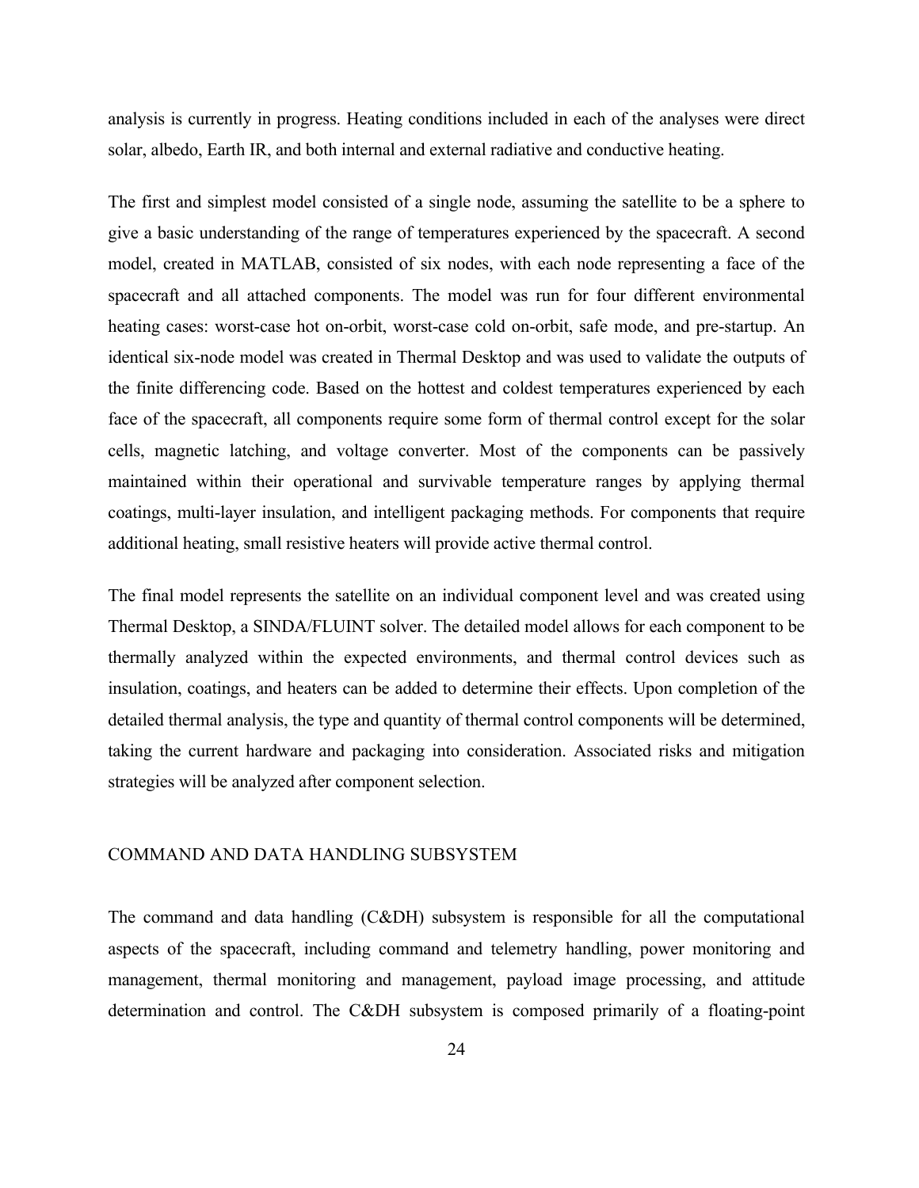analysis is currently in progress. Heating conditions included in each of the analyses were direct solar, albedo, Earth IR, and both internal and external radiative and conductive heating.

The first and simplest model consisted of a single node, assuming the satellite to be a sphere to give a basic understanding of the range of temperatures experienced by the spacecraft. A second model, created in MATLAB, consisted of six nodes, with each node representing a face of the spacecraft and all attached components. The model was run for four different environmental heating cases: worst-case hot on-orbit, worst-case cold on-orbit, safe mode, and pre-startup. An identical six-node model was created in Thermal Desktop and was used to validate the outputs of the finite differencing code. Based on the hottest and coldest temperatures experienced by each face of the spacecraft, all components require some form of thermal control except for the solar cells, magnetic latching, and voltage converter. Most of the components can be passively maintained within their operational and survivable temperature ranges by applying thermal coatings, multi-layer insulation, and intelligent packaging methods. For components that require additional heating, small resistive heaters will provide active thermal control.

The final model represents the satellite on an individual component level and was created using Thermal Desktop, a SINDA/FLUINT solver. The detailed model allows for each component to be thermally analyzed within the expected environments, and thermal control devices such as insulation, coatings, and heaters can be added to determine their effects. Upon completion of the detailed thermal analysis, the type and quantity of thermal control components will be determined, taking the current hardware and packaging into consideration. Associated risks and mitigation strategies will be analyzed after component selection.

## COMMAND AND DATA HANDLING SUBSYSTEM

The command and data handling (C&DH) subsystem is responsible for all the computational aspects of the spacecraft, including command and telemetry handling, power monitoring and management, thermal monitoring and management, payload image processing, and attitude determination and control. The C&DH subsystem is composed primarily of a floating-point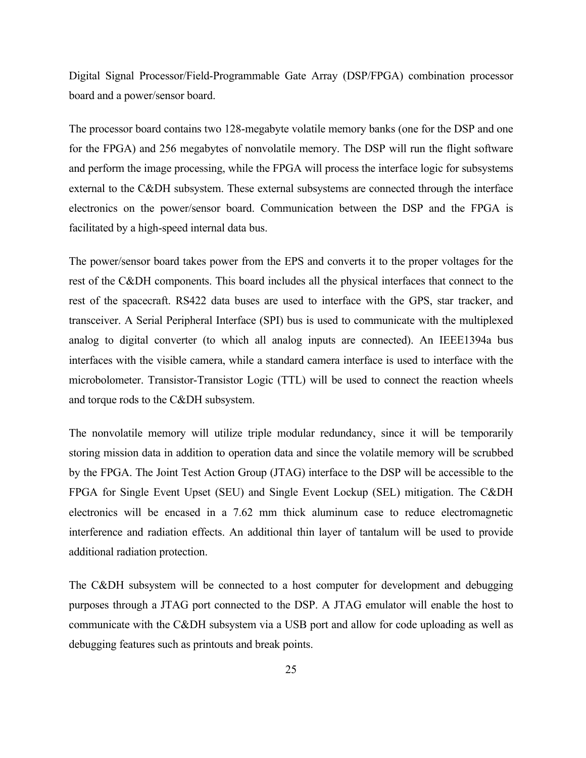Digital Signal Processor/Field-Programmable Gate Array (DSP/FPGA) combination processor board and a power/sensor board.

The processor board contains two 128-megabyte volatile memory banks (one for the DSP and one for the FPGA) and 256 megabytes of nonvolatile memory. The DSP will run the flight software and perform the image processing, while the FPGA will process the interface logic for subsystems external to the C&DH subsystem. These external subsystems are connected through the interface electronics on the power/sensor board. Communication between the DSP and the FPGA is facilitated by a high-speed internal data bus.

The power/sensor board takes power from the EPS and converts it to the proper voltages for the rest of the C&DH components. This board includes all the physical interfaces that connect to the rest of the spacecraft. RS422 data buses are used to interface with the GPS, star tracker, and transceiver. A Serial Peripheral Interface (SPI) bus is used to communicate with the multiplexed analog to digital converter (to which all analog inputs are connected). An IEEE1394a bus interfaces with the visible camera, while a standard camera interface is used to interface with the microbolometer. Transistor-Transistor Logic (TTL) will be used to connect the reaction wheels and torque rods to the C&DH subsystem.

The nonvolatile memory will utilize triple modular redundancy, since it will be temporarily storing mission data in addition to operation data and since the volatile memory will be scrubbed by the FPGA. The Joint Test Action Group (JTAG) interface to the DSP will be accessible to the FPGA for Single Event Upset (SEU) and Single Event Lockup (SEL) mitigation. The C&DH electronics will be encased in a 7.62 mm thick aluminum case to reduce electromagnetic interference and radiation effects. An additional thin layer of tantalum will be used to provide additional radiation protection.

The C&DH subsystem will be connected to a host computer for development and debugging purposes through a JTAG port connected to the DSP. A JTAG emulator will enable the host to communicate with the C&DH subsystem via a USB port and allow for code uploading as well as debugging features such as printouts and break points.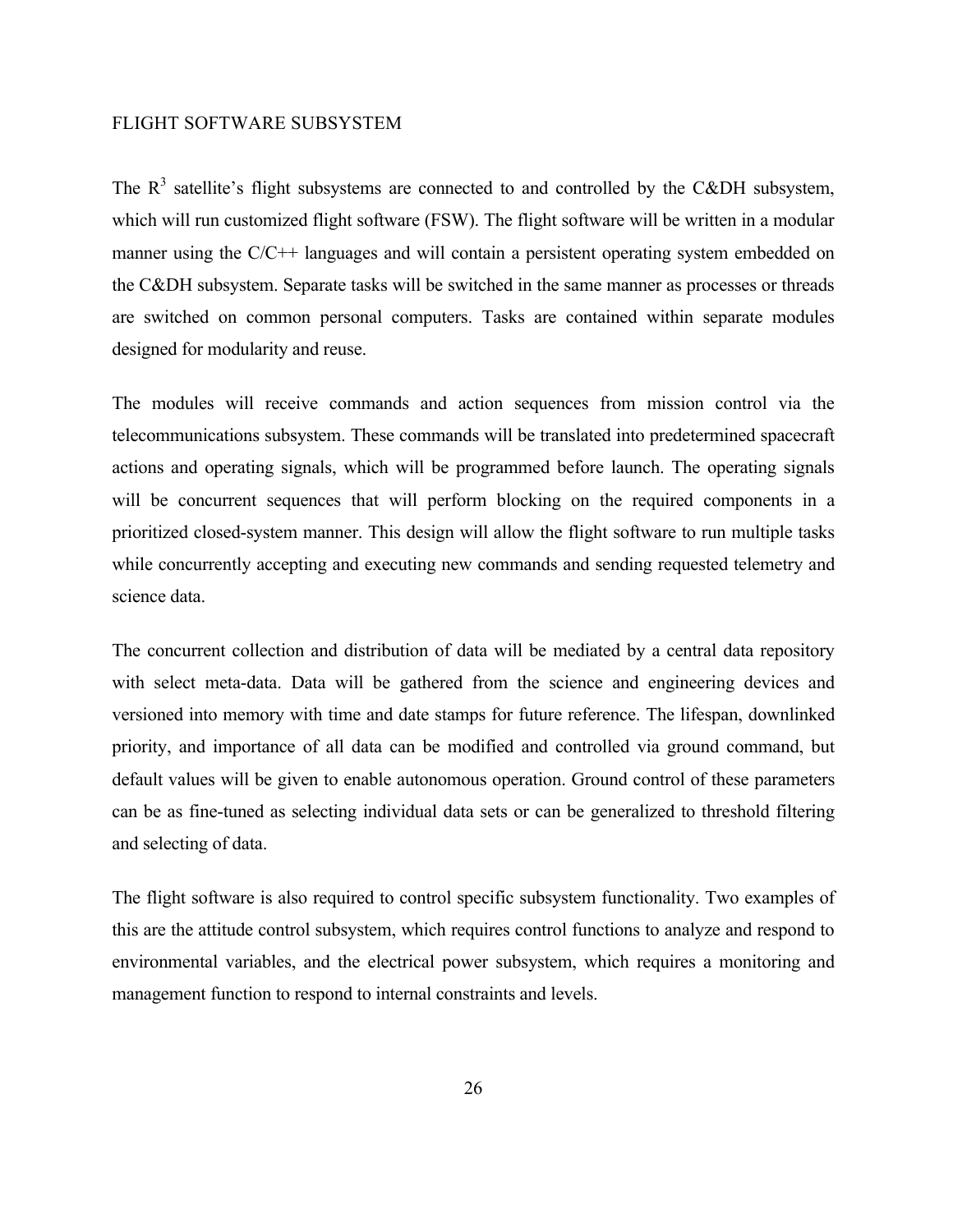## FLIGHT SOFTWARE SUBSYSTEM

The $R^3$ satellite's flight subsystems are connected to and controlled by the C&DH subsystem, which will run customized flight software (FSW). The flight software will be written in a modular manner using the C/C++ languages and will contain a persistent operating system embedded on the C&DH subsystem. Separate tasks will be switched in the same manner as processes or threads are switched on common personal computers. Tasks are contained within separate modules designed for modularity and reuse.

The modules will receive commands and action sequences from mission control via the telecommunications subsystem. These commands will be translated into predetermined spacecraft actions and operating signals, which will be programmed before launch. The operating signals will be concurrent sequences that will perform blocking on the required components in a prioritized closed-system manner. This design will allow the flight software to run multiple tasks while concurrently accepting and executing new commands and sending requested telemetry and science data.

The concurrent collection and distribution of data will be mediated by a central data repository with select meta-data. Data will be gathered from the science and engineering devices and versioned into memory with time and date stamps for future reference. The lifespan, downlinked priority, and importance of all data can be modified and controlled via ground command, but default values will be given to enable autonomous operation. Ground control of these parameters can be as fine-tuned as selecting individual data sets or can be generalized to threshold filtering and selecting of data.

The flight software is also required to control specific subsystem functionality. Two examples of this are the attitude control subsystem, which requires control functions to analyze and respond to environmental variables, and the electrical power subsystem, which requires a monitoring and management function to respond to internal constraints and levels.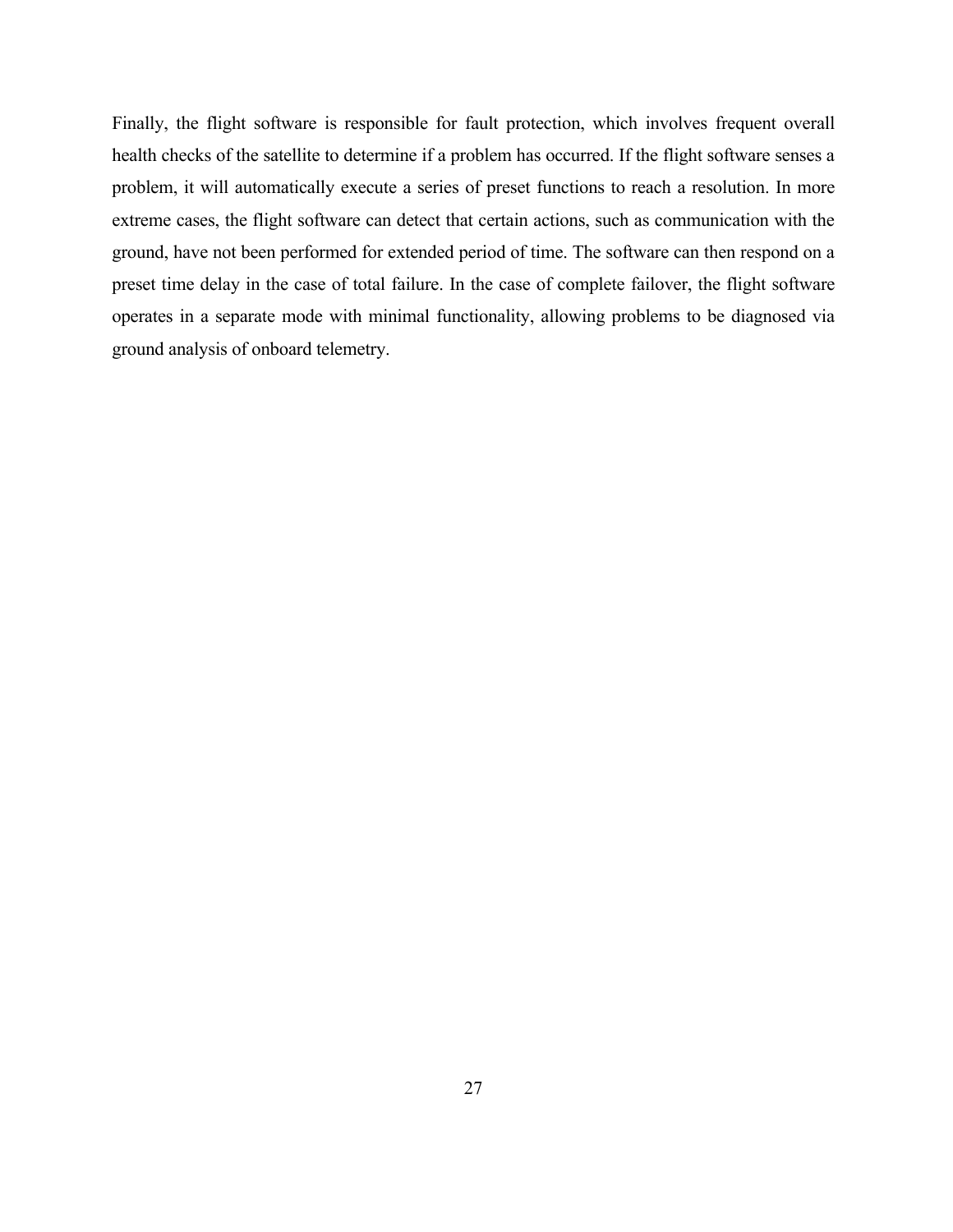Finally, the flight software is responsible for fault protection, which involves frequent overall health checks of the satellite to determine if a problem has occurred. If the flight software senses a problem, it will automatically execute a series of preset functions to reach a resolution. In more extreme cases, the flight software can detect that certain actions, such as communication with the ground, have not been performed for extended period of time. The software can then respond on a preset time delay in the case of total failure. In the case of complete failover, the flight software operates in a separate mode with minimal functionality, allowing problems to be diagnosed via ground analysis of onboard telemetry.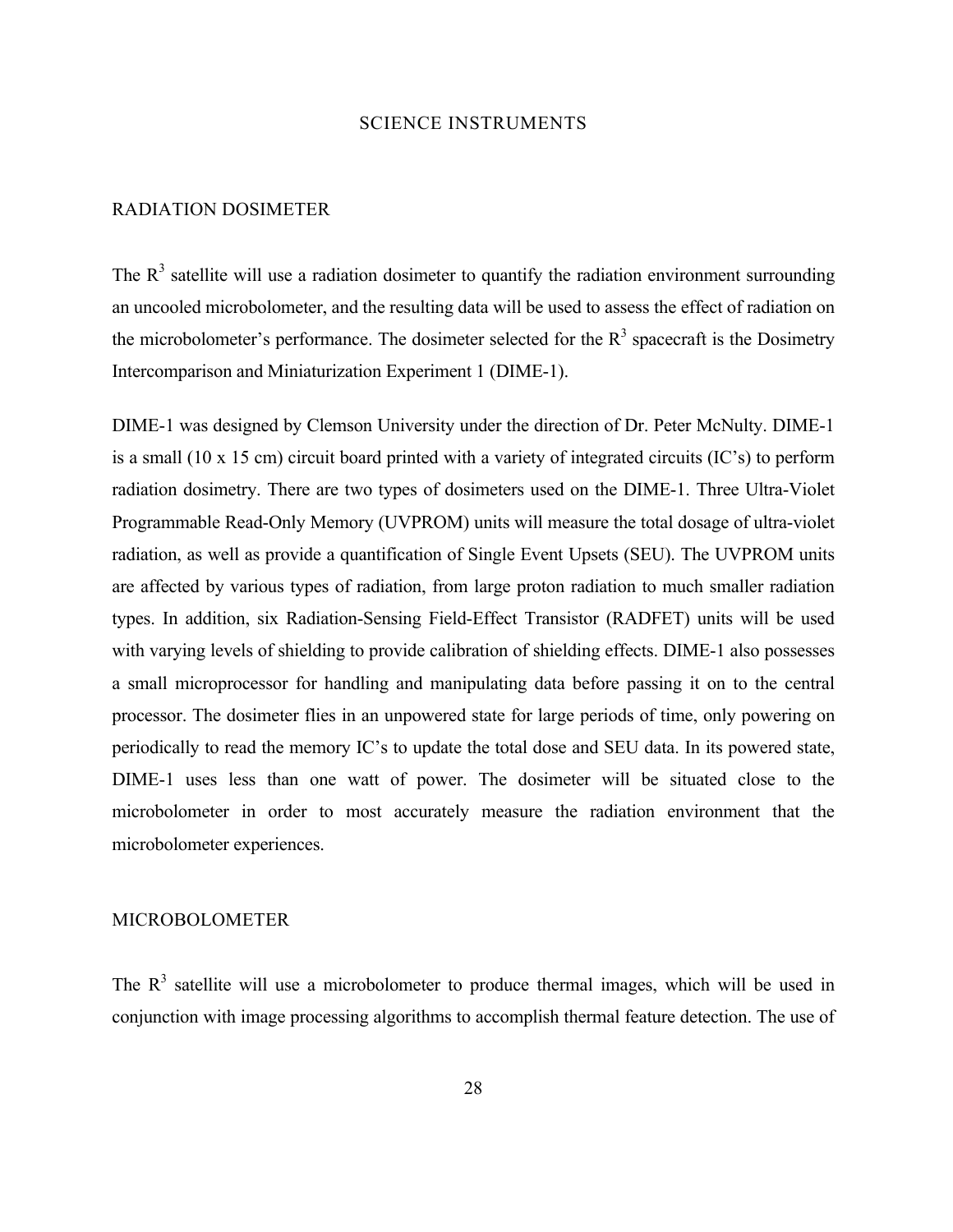# SCIENCE INSTRUMENTS

## RADIATION DOSIMETER

The $R^3$ satellite will use a radiation dosimeter to quantify the radiation environment surrounding an uncooled microbolometer, and the resulting data will be used to assess the effect of radiation on the microbolometer's performance. The dosimeter selected for the $R^3$ spacecraft is the Dosimetry Intercomparison and Miniaturization Experiment 1 (DIME-1).

DIME-1 was designed by Clemson University under the direction of Dr. Peter McNulty. DIME-1 is a small (10 x 15 cm) circuit board printed with a variety of integrated circuits (IC's) to perform radiation dosimetry. There are two types of dosimeters used on the DIME-1. Three Ultra-Violet Programmable Read-Only Memory (UVPROM) units will measure the total dosage of ultra-violet radiation, as well as provide a quantification of Single Event Upsets (SEU). The UVPROM units are affected by various types of radiation, from large proton radiation to much smaller radiation types. In addition, six Radiation-Sensing Field-Effect Transistor (RADFET) units will be used with varying levels of shielding to provide calibration of shielding effects. DIME-1 also possesses a small microprocessor for handling and manipulating data before passing it on to the central processor. The dosimeter flies in an unpowered state for large periods of time, only powering on periodically to read the memory IC's to update the total dose and SEU data. In its powered state, DIME-1 uses less than one watt of power. The dosimeter will be situated close to the microbolometer in order to most accurately measure the radiation environment that the microbolometer experiences.

## MICROBOLOMETER

The $R^3$ satellite will use a microbolometer to produce thermal images, which will be used in conjunction with image processing algorithms to accomplish thermal feature detection. The use of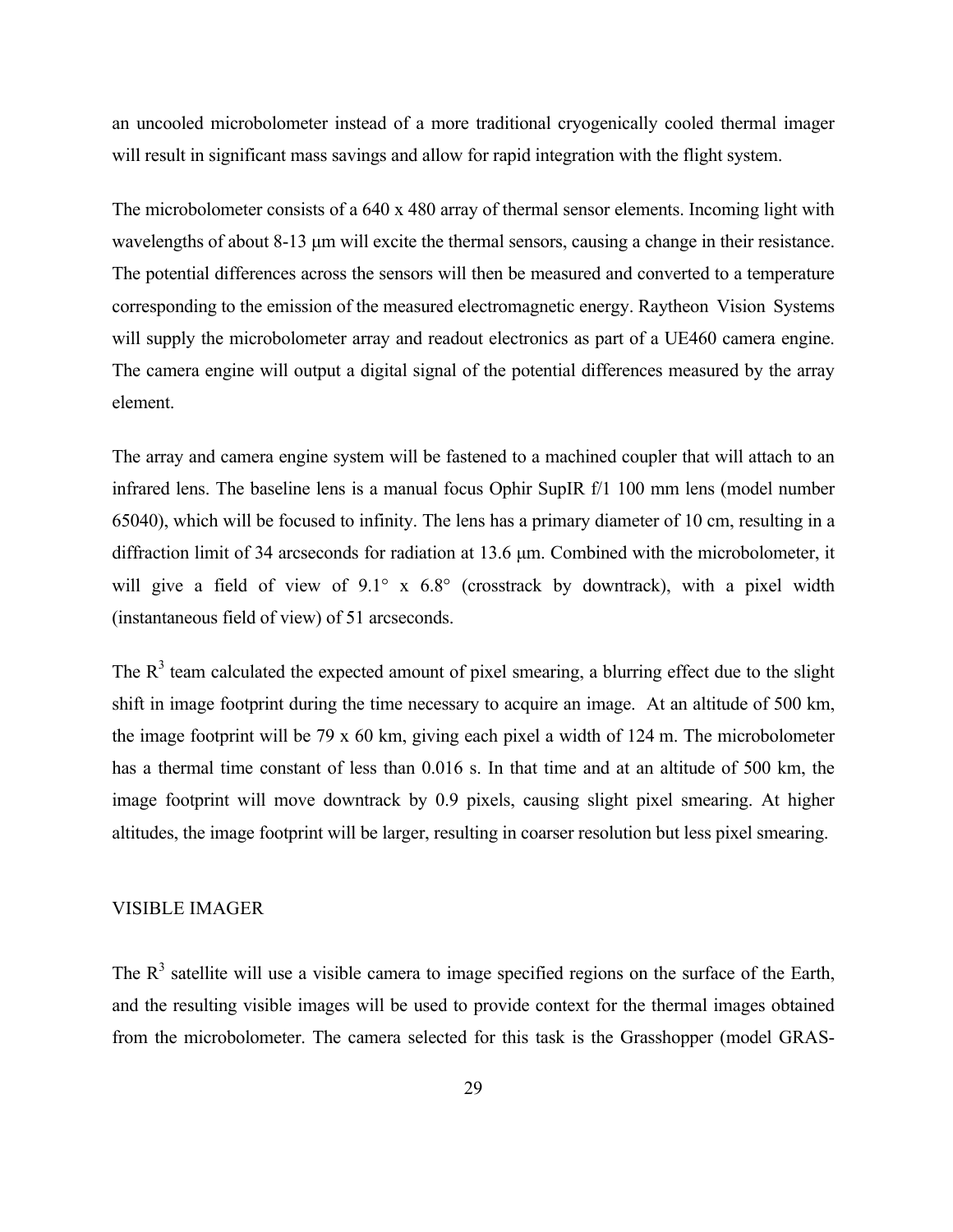an uncooled microbolometer instead of a more traditional cryogenically cooled thermal imager will result in significant mass savings and allow for rapid integration with the flight system.

The microbolometer consists of a 640 x 480 array of thermal sensor elements. Incoming light with wavelengths of about 8-13 μm will excite the thermal sensors, causing a change in their resistance. The potential differences across the sensors will then be measured and converted to a temperature corresponding to the emission of the measured electromagnetic energy. Raytheon Vision Systems will supply the microbolometer array and readout electronics as part of a UE460 camera engine. The camera engine will output a digital signal of the potential differences measured by the array element.

The array and camera engine system will be fastened to a machined coupler that will attach to an infrared lens. The baseline lens is a manual focus Ophir SupIR f/1 100 mm lens (model number 65040), which will be focused to infinity. The lens has a primary diameter of 10 cm, resulting in a diffraction limit of 34 arcseconds for radiation at 13.6 μm. Combined with the microbolometer, it will give a field of view of 9.1° x 6.8° (crosstrack by downtrack), with a pixel width (instantaneous field of view) of 51 arcseconds.

The $R^3$ team calculated the expected amount of pixel smearing, a blurring effect due to the slight shift in image footprint during the time necessary to acquire an image. At an altitude of 500 km, the image footprint will be 79 x 60 km, giving each pixel a width of 124 m. The microbolometer has a thermal time constant of less than 0.016 s. In that time and at an altitude of 500 km, the image footprint will move downtrack by 0.9 pixels, causing slight pixel smearing. At higher altitudes, the image footprint will be larger, resulting in coarser resolution but less pixel smearing.

## VISIBLE IMAGER

The $R^3$ satellite will use a visible camera to image specified regions on the surface of the Earth, and the resulting visible images will be used to provide context for the thermal images obtained from the microbolometer. The camera selected for this task is the Grasshopper (model GRAS-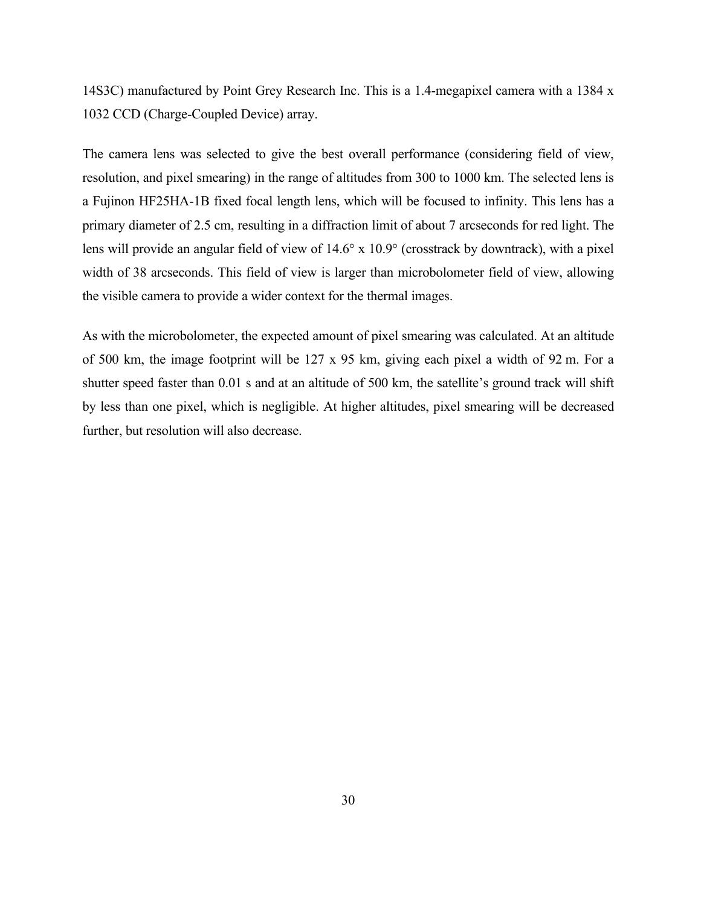14S3C) manufactured by Point Grey Research Inc. This is a 1.4-megapixel camera with a 1384 x 1032 CCD (Charge-Coupled Device) array.

The camera lens was selected to give the best overall performance (considering field of view, resolution, and pixel smearing) in the range of altitudes from 300 to 1000 km. The selected lens is a Fujinon HF25HA-1B fixed focal length lens, which will be focused to infinity. This lens has a primary diameter of 2.5 cm, resulting in a diffraction limit of about 7 arcseconds for red light. The lens will provide an angular field of view of 14.6° x 10.9° (crosstrack by downtrack), with a pixel width of 38 arcseconds. This field of view is larger than microbolometer field of view, allowing the visible camera to provide a wider context for the thermal images.

As with the microbolometer, the expected amount of pixel smearing was calculated. At an altitude of 500 km, the image footprint will be 127 x 95 km, giving each pixel a width of 92 m. For a shutter speed faster than 0.01 s and at an altitude of 500 km, the satellite's ground track will shift by less than one pixel, which is negligible. At higher altitudes, pixel smearing will be decreased further, but resolution will also decrease.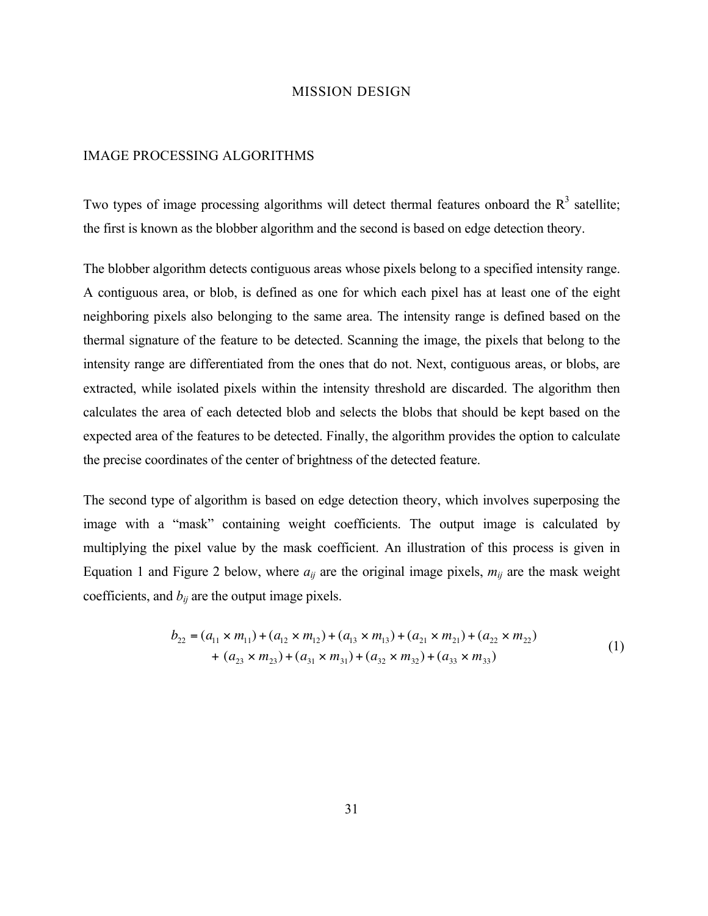# MISSION DESIGN

## IMAGE PROCESSING ALGORITHMS

Two types of image processing algorithms will detect thermal features onboard the $R^3$ satellite; the first is known as the blobber algorithm and the second is based on edge detection theory.

The blobber algorithm detects contiguous areas whose pixels belong to a specified intensity range. A contiguous area, or blob, is defined as one for which each pixel has at least one of the eight neighboring pixels also belonging to the same area. The intensity range is defined based on the thermal signature of the feature to be detected. Scanning the image, the pixels that belong to the intensity range are differentiated from the ones that do not. Next, contiguous areas, or blobs, are extracted, while isolated pixels within the intensity threshold are discarded. The algorithm then calculates the area of each detected blob and selects the blobs that should be kept based on the expected area of the features to be detected. Finally, the algorithm provides the option to calculate the precise coordinates of the center of brightness of the detected feature.

The second type of algorithm is based on edge detection theory, which involves superposing the image with a "mask" containing weight coefficients. The output image is calculated by multiplying the pixel value by the mask coefficient. An illustration of this process is given in Equation 1 and Figure 2 below, where $a_{ij}$ are the original image pixels, $m_{ij}$ are the mask weight coefficients, and $b_{ij}$ are the output image pixels.

$$
\begin{aligned}
b_{22} = {} & (a_{11} \times m_{11}) + (a_{12} \times m_{12}) + (a_{13} \times m_{13}) + (a_{21} \times m_{21}) + (a_{22} \times m_{22}) \\
& + (a_{23} \times m_{23}) + (a_{31} \times m_{31}) + (a_{32} \times m_{32}) + (a_{33} \times m_{33})
\end{aligned}
\tag{1}
$$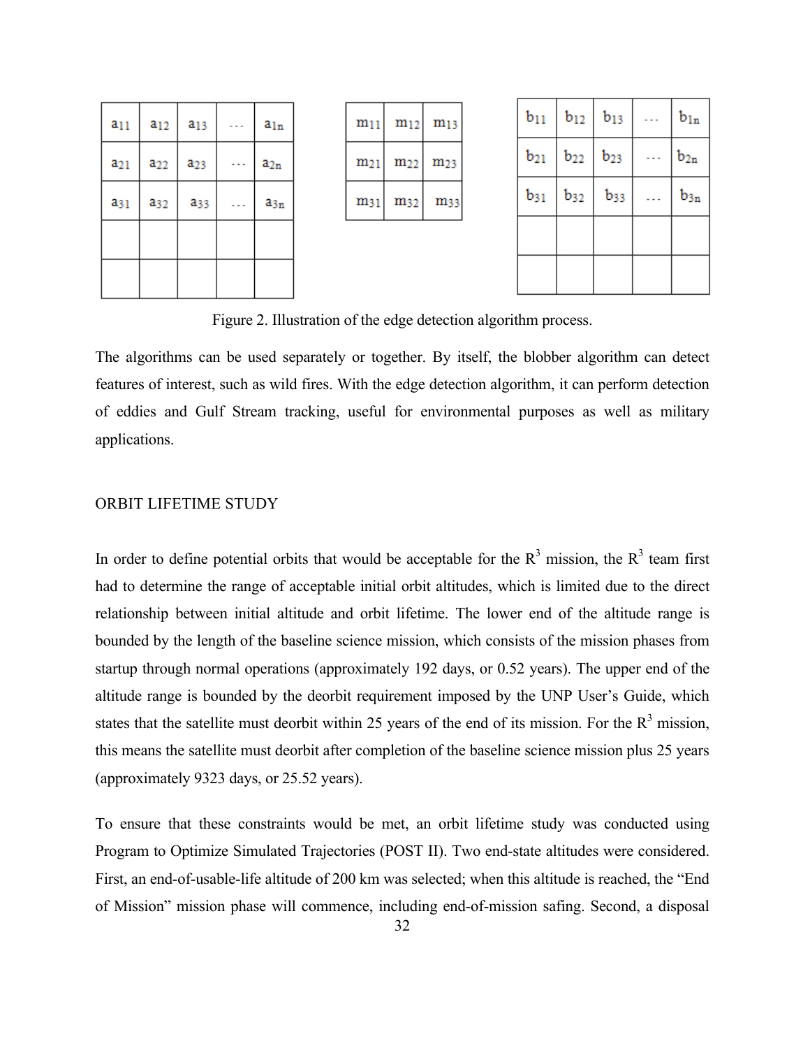| $a_{11}$ | $a_{12}$ | $a_{13}$ | ... | $a_{1n}$ |
|---|---|---|---|---|
| $a_{21}$ | $a_{22}$ | $a_{23}$ | ... | $a_{2n}$ |
| $a_{31}$ | $a_{32}$ | $a_{33}$ | ... | $a_{3n}$ |
| | | | | |
| | | | | |

| $m_{11}$ | $m_{12}$ | $m_{13}$ |
|---|---|---|
| $m_{21}$ | $m_{22}$ | $m_{23}$ |
| $m_{31}$ | $m_{32}$ | $m_{33}$ |

| $b_{11}$ | $b_{12}$ | $b_{13}$ | ... | $b_{1n}$ |
|---|---|---|---|---|
| $b_{21}$ | $b_{22}$ | $b_{23}$ | ... | $b_{2n}$ |
| $b_{31}$ | $b_{32}$ | $b_{33}$ | ... | $b_{3n}$ |
| | | | | |
| | | | | |

Figure 2. Illustration of the edge detection algorithm process.

The algorithms can be used separately or together. By itself, the blobber algorithm can detect features of interest, such as wild fires. With the edge detection algorithm, it can perform detection of eddies and Gulf Stream tracking, useful for environmental purposes as well as military applications.

## ORBIT LIFETIME STUDY

In order to define potential orbits that would be acceptable for the $R^3$ mission, the $R^3$ team first had to determine the range of acceptable initial orbit altitudes, which is limited due to the direct relationship between initial altitude and orbit lifetime. The lower end of the altitude range is bounded by the length of the baseline science mission, which consists of the mission phases from startup through normal operations (approximately 192 days, or 0.52 years). The upper end of the altitude range is bounded by the deorbit requirement imposed by the UNP User's Guide, which states that the satellite must deorbit within 25 years of the end of its mission. For the $R^3$ mission, this means the satellite must deorbit after completion of the baseline science mission plus 25 years (approximately 9323 days, or 25.52 years).

To ensure that these constraints would be met, an orbit lifetime study was conducted using Program to Optimize Simulated Trajectories (POST II). Two end-state altitudes were considered. First, an end-of-usable-life altitude of 200 km was selected; when this altitude is reached, the "End of Mission" mission phase will commence, including end-of-mission safing. Second, a disposal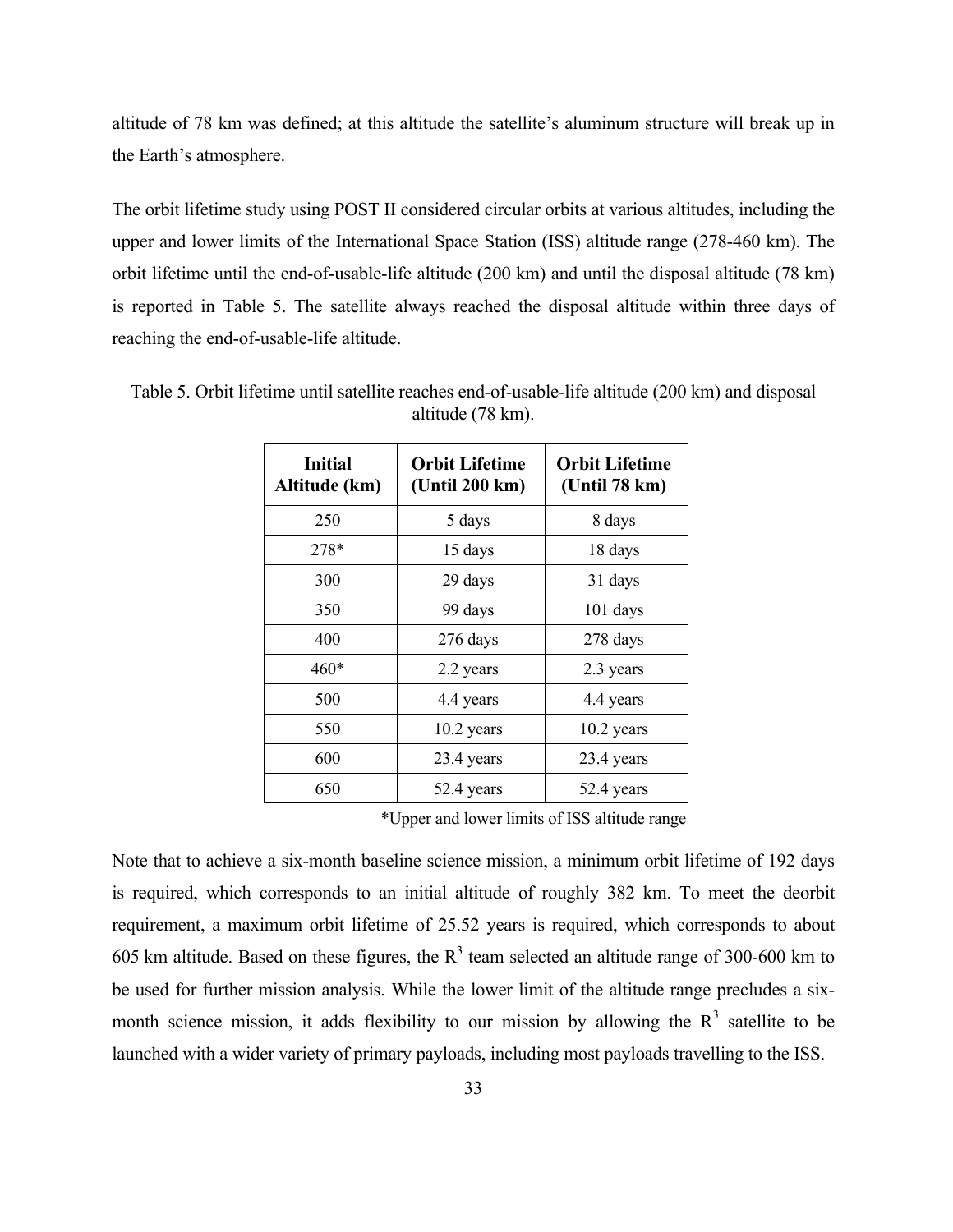altitude of 78 km was defined; at this altitude the satellite's aluminum structure will break up in the Earth's atmosphere.

The orbit lifetime study using POST II considered circular orbits at various altitudes, including the upper and lower limits of the International Space Station (ISS) altitude range (278-460 km). The orbit lifetime until the end-of-usable-life altitude (200 km) and until the disposal altitude (78 km) is reported in Table 5. The satellite always reached the disposal altitude within three days of reaching the end-of-usable-life altitude.

Table 5. Orbit lifetime until satellite reaches end-of-usable-life altitude (200 km) and disposal altitude (78 km).

| Initial Altitude (km) | Orbit Lifetime (Until 200 km) | Orbit Lifetime (Until 78 km) |
|---|---|---|
| 250 | 5 days | 8 days |
| 278* | 15 days | 18 days |
| 300 | 29 days | 31 days |
| 350 | 99 days | 101 days |
| 400 | 276 days | 278 days |
| 460* | 2.2 years | 2.3 years |
| 500 | 4.4 years | 4.4 years |
| 550 | 10.2 years | 10.2 years |
| 600 | 23.4 years | 23.4 years |
| 650 | 52.4 years | 52.4 years |

*Upper and lower limits of ISS altitude range

Note that to achieve a six-month baseline science mission, a minimum orbit lifetime of 192 days is required, which corresponds to an initial altitude of roughly 382 km. To meet the deorbit requirement, a maximum orbit lifetime of 25.52 years is required, which corresponds to about 605 km altitude. Based on these figures, the $R^3$ team selected an altitude range of 300-600 km to be used for further mission analysis. While the lower limit of the altitude range precludes a six-month science mission, it adds flexibility to our mission by allowing the $R^3$ satellite to be launched with a wider variety of primary payloads, including most payloads travelling to the ISS.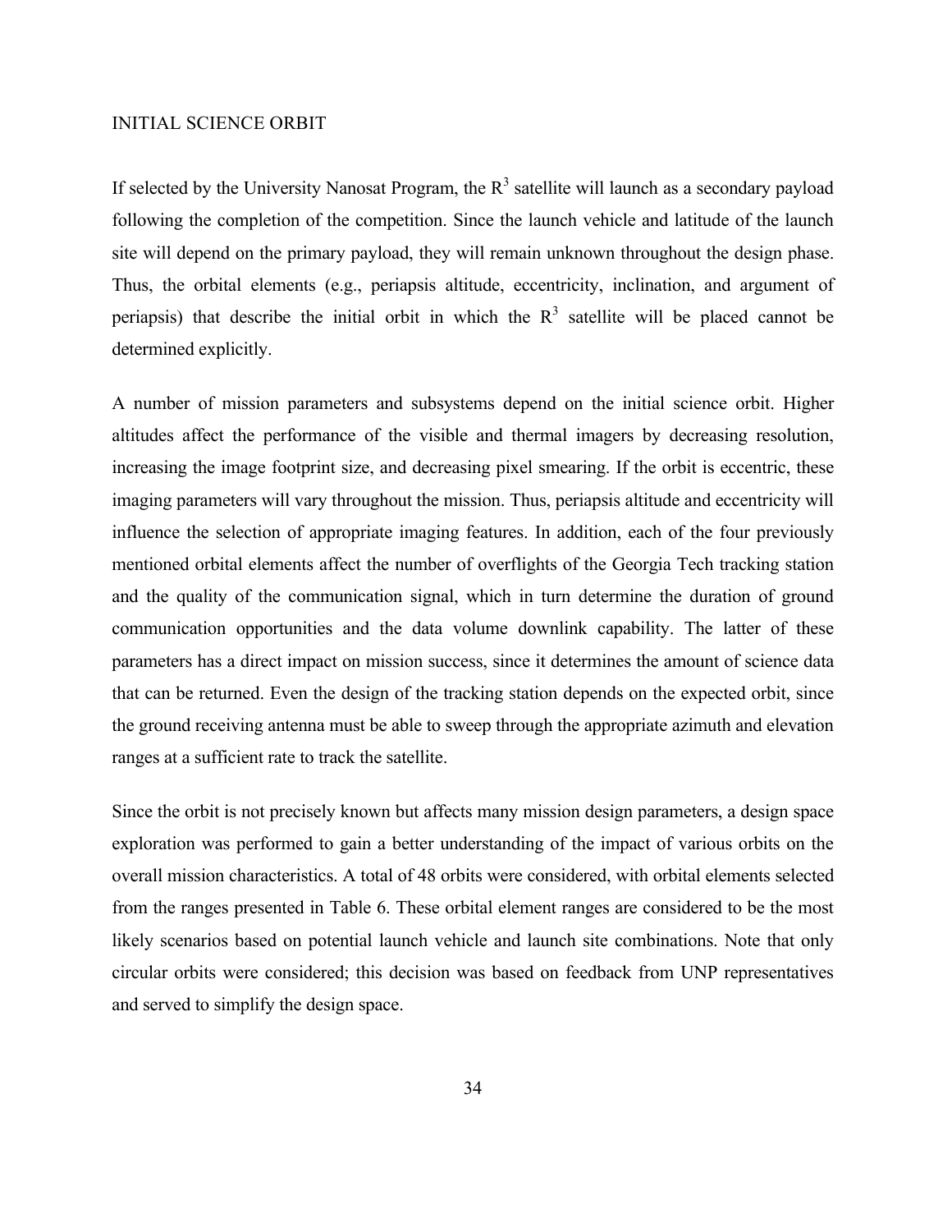## INITIAL SCIENCE ORBIT

If selected by the University Nanosat Program, the $R^3$ satellite will launch as a secondary payload following the completion of the competition. Since the launch vehicle and latitude of the launch site will depend on the primary payload, they will remain unknown throughout the design phase. Thus, the orbital elements (e.g., periapsis altitude, eccentricity, inclination, and argument of periapsis) that describe the initial orbit in which the $R^3$ satellite will be placed cannot be determined explicitly.

A number of mission parameters and subsystems depend on the initial science orbit. Higher altitudes affect the performance of the visible and thermal imagers by decreasing resolution, increasing the image footprint size, and decreasing pixel smearing. If the orbit is eccentric, these imaging parameters will vary throughout the mission. Thus, periapsis altitude and eccentricity will influence the selection of appropriate imaging features. In addition, each of the four previously mentioned orbital elements affect the number of overflights of the Georgia Tech tracking station and the quality of the communication signal, which in turn determine the duration of ground communication opportunities and the data volume downlink capability. The latter of these parameters has a direct impact on mission success, since it determines the amount of science data that can be returned. Even the design of the tracking station depends on the expected orbit, since the ground receiving antenna must be able to sweep through the appropriate azimuth and elevation ranges at a sufficient rate to track the satellite.

Since the orbit is not precisely known but affects many mission design parameters, a design space exploration was performed to gain a better understanding of the impact of various orbits on the overall mission characteristics. A total of 48 orbits were considered, with orbital elements selected from the ranges presented in Table 6. These orbital element ranges are considered to be the most likely scenarios based on potential launch vehicle and launch site combinations. Note that only circular orbits were considered; this decision was based on feedback from UNP representatives and served to simplify the design space.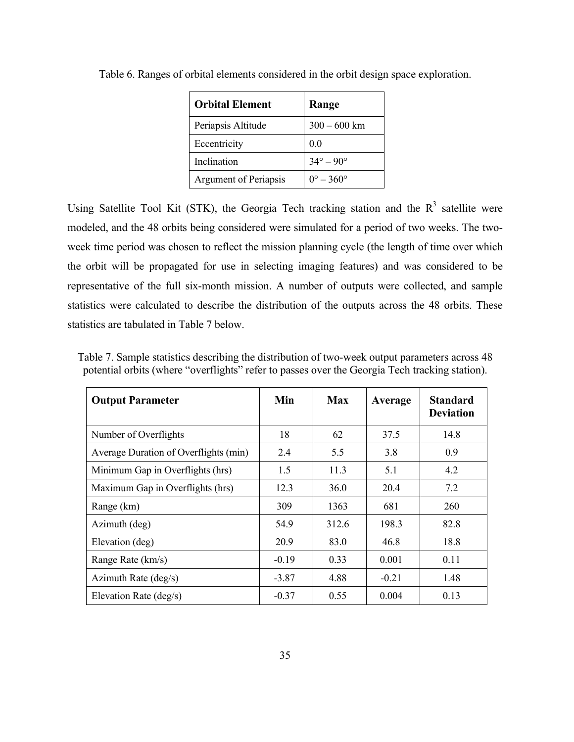Table 6. Ranges of orbital elements considered in the orbit design space exploration.

| Orbital Element | Range |
| --- | --- |
| Periapsis Altitude | 300 – 600 km |
| Eccentricity | 0.0 |
| Inclination | 34° – 90° |
| Argument of Periapsis | 0° – 360° |

Using Satellite Tool Kit (STK), the Georgia Tech tracking station and the $R^3$ satellite were modeled, and the 48 orbits being considered were simulated for a period of two weeks. The two-week time period was chosen to reflect the mission planning cycle (the length of time over which the orbit will be propagated for use in selecting imaging features) and was considered to be representative of the full six-month mission. A number of outputs were collected, and sample statistics were calculated to describe the distribution of the outputs across the 48 orbits. These statistics are tabulated in Table 7 below.

Table 7. Sample statistics describing the distribution of two-week output parameters across 48 potential orbits (where "overflights" refer to passes over the Georgia Tech tracking station).

| Output Parameter | Min | Max | Average | Standard Deviation |
| --- | --- | --- | --- | --- |
| Number of Overflights | 18 | 62 | 37.5 | 14.8 |
| Average Duration of Overflights (min) | 2.4 | 5.5 | 3.8 | 0.9 |
| Minimum Gap in Overflights (hrs) | 1.5 | 11.3 | 5.1 | 4.2 |
| Maximum Gap in Overflights (hrs) | 12.3 | 36.0 | 20.4 | 7.2 |
| Range (km) | 309 | 1363 | 681 | 260 |
| Azimuth (deg) | 54.9 | 312.6 | 198.3 | 82.8 |
| Elevation (deg) | 20.9 | 83.0 | 46.8 | 18.8 |
| Range Rate (km/s) | -0.19 | 0.33 | 0.001 | 0.11 |
| Azimuth Rate (deg/s) | -3.87 | 4.88 | -0.21 | 1.48 |
| Elevation Rate (deg/s) | -0.37 | 0.55 | 0.004 | 0.13 |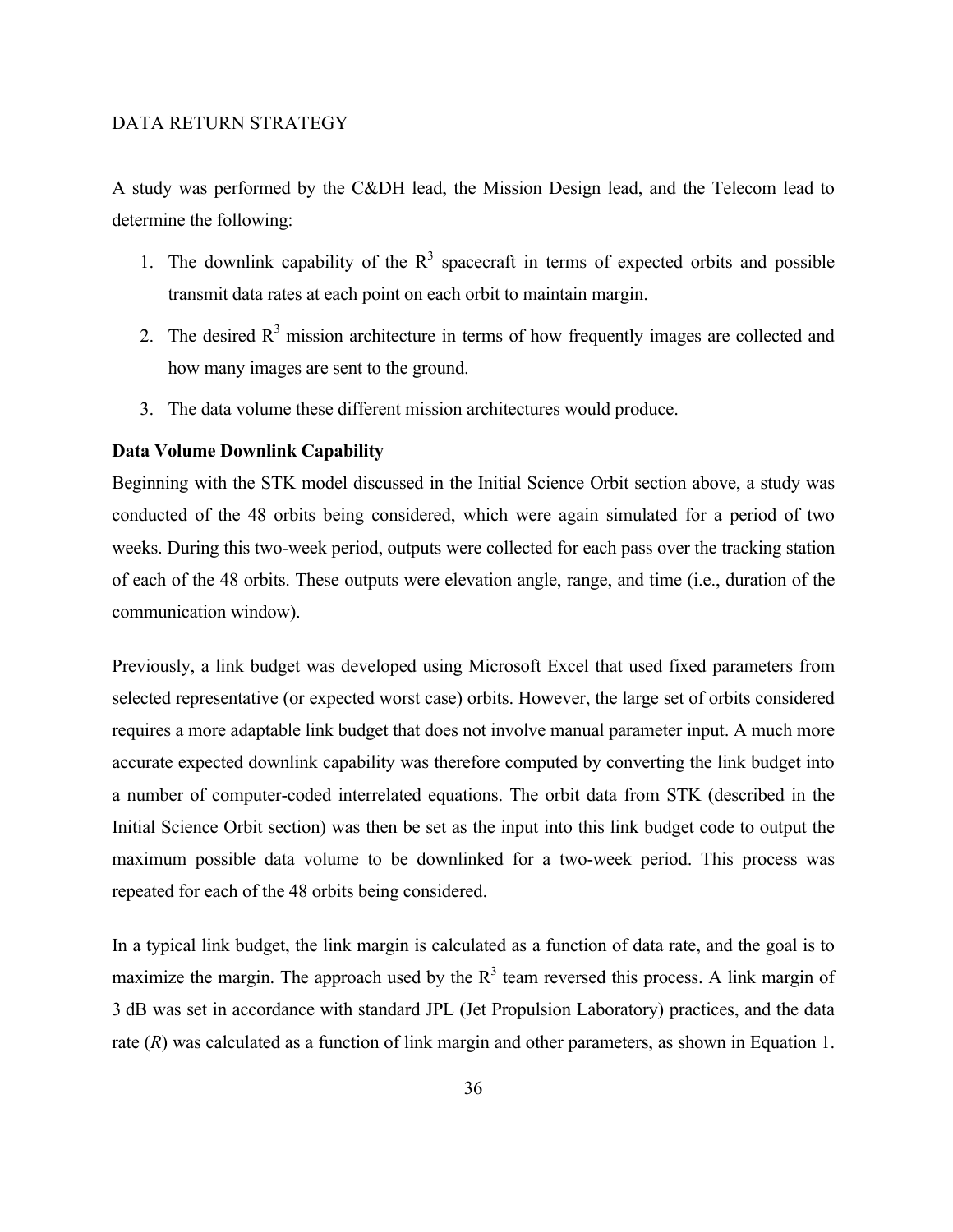DATA RETURN STRATEGY

A study was performed by the C&DH lead, the Mission Design lead, and the Telecom lead to determine the following:

1. The downlink capability of the $R^3$ spacecraft in terms of expected orbits and possible transmit data rates at each point on each orbit to maintain margin.
2. The desired $R^3$ mission architecture in terms of how frequently images are collected and how many images are sent to the ground.
3. The data volume these different mission architectures would produce.

**Data Volume Downlink Capability**

Beginning with the STK model discussed in the Initial Science Orbit section above, a study was conducted of the 48 orbits being considered, which were again simulated for a period of two weeks. During this two-week period, outputs were collected for each pass over the tracking station of each of the 48 orbits. These outputs were elevation angle, range, and time (i.e., duration of the communication window).

Previously, a link budget was developed using Microsoft Excel that used fixed parameters from selected representative (or expected worst case) orbits. However, the large set of orbits considered requires a more adaptable link budget that does not involve manual parameter input. A much more accurate expected downlink capability was therefore computed by converting the link budget into a number of computer-coded interrelated equations. The orbit data from STK (described in the Initial Science Orbit section) was then be set as the input into this link budget code to output the maximum possible data volume to be downlinked for a two-week period. This process was repeated for each of the 48 orbits being considered.

In a typical link budget, the link margin is calculated as a function of data rate, and the goal is to maximize the margin. The approach used by the $R^3$ team reversed this process. A link margin of 3 dB was set in accordance with standard JPL (Jet Propulsion Laboratory) practices, and the data rate ($R$) was calculated as a function of link margin and other parameters, as shown in Equation 1.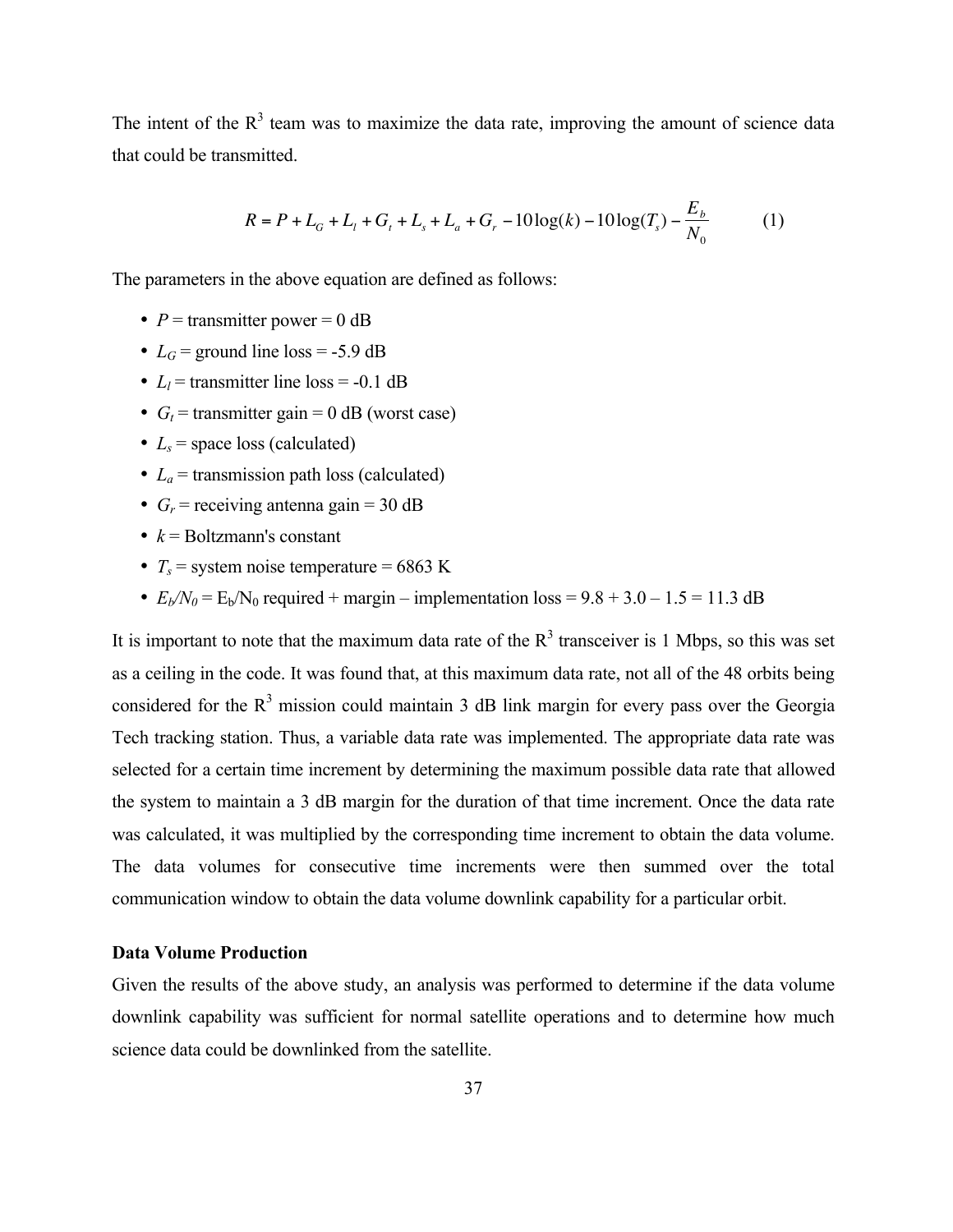The intent of the R[3] team was to maximize the data rate, improving the amount of science data that could be transmitted.

$$R = P + L_G + L_l + G_t + L_s + L_a + G_r - 10\log(k) - 10\log(T_s) - \frac{E_b}{N_0} \qquad (1)$$

The parameters in the above equation are defined as follows:

- $P$ = transmitter power = 0 dB
- $L_G$ = ground line loss = -5.9 dB
- $L_l$ = transmitter line loss = -0.1 dB
- $G_t$ = transmitter gain = 0 dB (worst case)
- $L_s$ = space loss (calculated)
- $L_a$ = transmission path loss (calculated)
- $G_r$ = receiving antenna gain = 30 dB
- $k$ = Boltzmann's constant
- $T_s$ = system noise temperature = 6863 K
- $E_b/N_0$ = $E_b/N_0$ required + margin – implementation loss = 9.8 + 3.0 – 1.5 = 11.3 dB

It is important to note that the maximum data rate of the R[3] transceiver is 1 Mbps, so this was set as a ceiling in the code. It was found that, at this maximum data rate, not all of the 48 orbits being considered for the R[3] mission could maintain 3 dB link margin for every pass over the Georgia Tech tracking station. Thus, a variable data rate was implemented. The appropriate data rate was selected for a certain time increment by determining the maximum possible data rate that allowed the system to maintain a 3 dB margin for the duration of that time increment. Once the data rate was calculated, it was multiplied by the corresponding time increment to obtain the data volume. The data volumes for consecutive time increments were then summed over the total communication window to obtain the data volume downlink capability for a particular orbit.

**Data Volume Production**

Given the results of the above study, an analysis was performed to determine if the data volume downlink capability was sufficient for normal satellite operations and to determine how much science data could be downlinked from the satellite.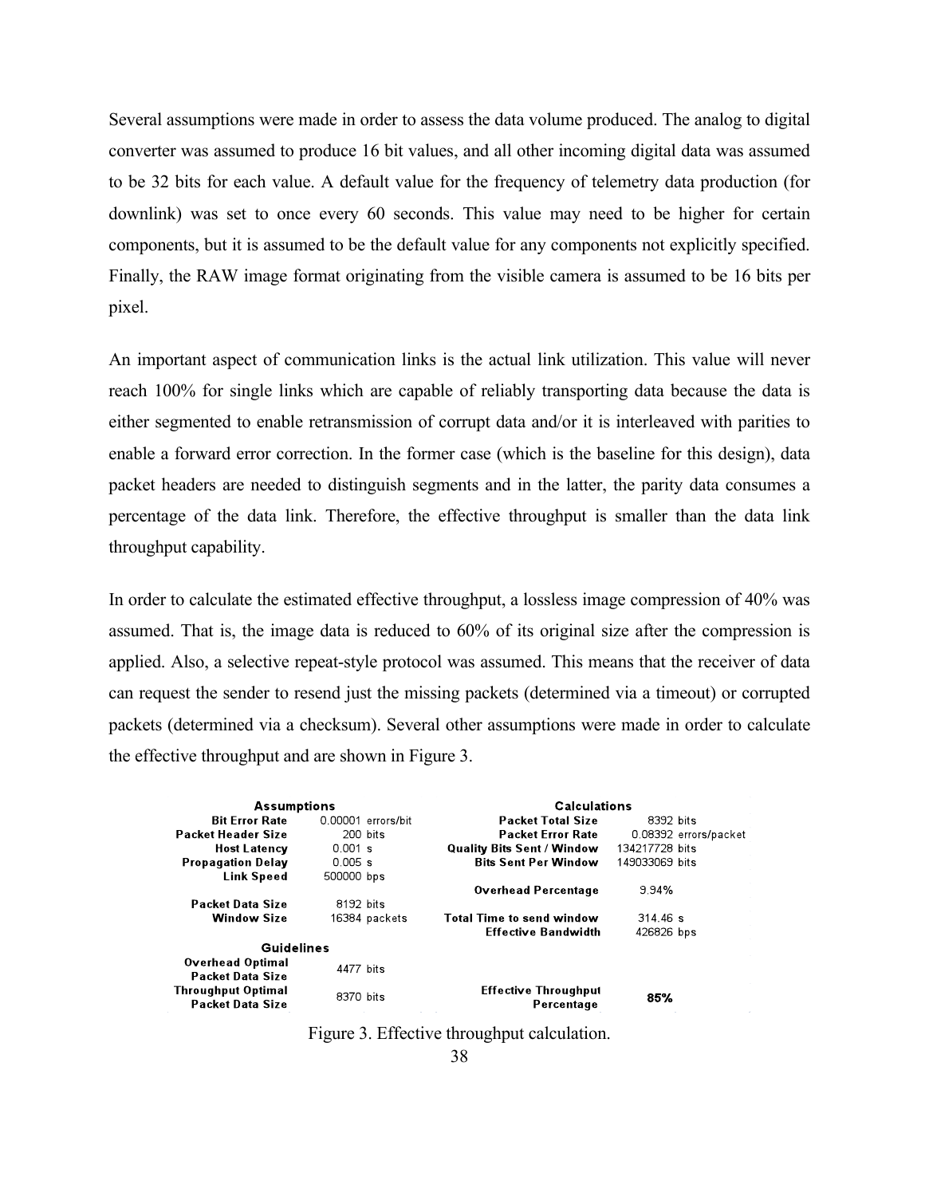Several assumptions were made in order to assess the data volume produced. The analog to digital converter was assumed to produce 16 bit values, and all other incoming digital data was assumed to be 32 bits for each value. A default value for the frequency of telemetry data production (for downlink) was set to once every 60 seconds. This value may need to be higher for certain components, but it is assumed to be the default value for any components not explicitly specified. Finally, the RAW image format originating from the visible camera is assumed to be 16 bits per pixel.

An important aspect of communication links is the actual link utilization. This value will never reach 100% for single links which are capable of reliably transporting data because the data is either segmented to enable retransmission of corrupt data and/or it is interleaved with parities to enable a forward error correction. In the former case (which is the baseline for this design), data packet headers are needed to distinguish segments and in the latter, the parity data consumes a percentage of the data link. Therefore, the effective throughput is smaller than the data link throughput capability.

In order to calculate the estimated effective throughput, a lossless image compression of 40% was assumed. That is, the image data is reduced to 60% of its original size after the compression is applied. Also, a selective repeat-style protocol was assumed. This means that the receiver of data can request the sender to resend just the missing packets (determined via a timeout) or corrupted packets (determined via a checksum). Several other assumptions were made in order to calculate the effective throughput and are shown in Figure 3.

| Assumptions | | Calculations | |
|---|---|---|---|
| Bit Error Rate | 0.00001 errors/bit | Packet Total Size | 8392 bits |
| Packet Header Size | 200 bits | Packet Error Rate | 0.08392 errors/packet |
| Host Latency | 0.001 s | Quality Bits Sent / Window | 134217728 bits |
| Propagation Delay | 0.005 s | Bits Sent Per Window | 149033069 bits |
| Link Speed | 500000 bps | | |
| | | Overhead Percentage | 9.94% |
| Packet Data Size | 8192 bits | | |
| Window Size | 16384 packets | Total Time to send window | 314.46 s |
| | | Effective Bandwidth | 426826 bps |
| **Guidelines** | | | |
| Overhead Optimal Packet Data Size | 4477 bits | | |
| Throughput Optimal Packet Data Size | 8370 bits | Effective Throughput Percentage | **85%** |

Figure 3. Effective throughput calculation.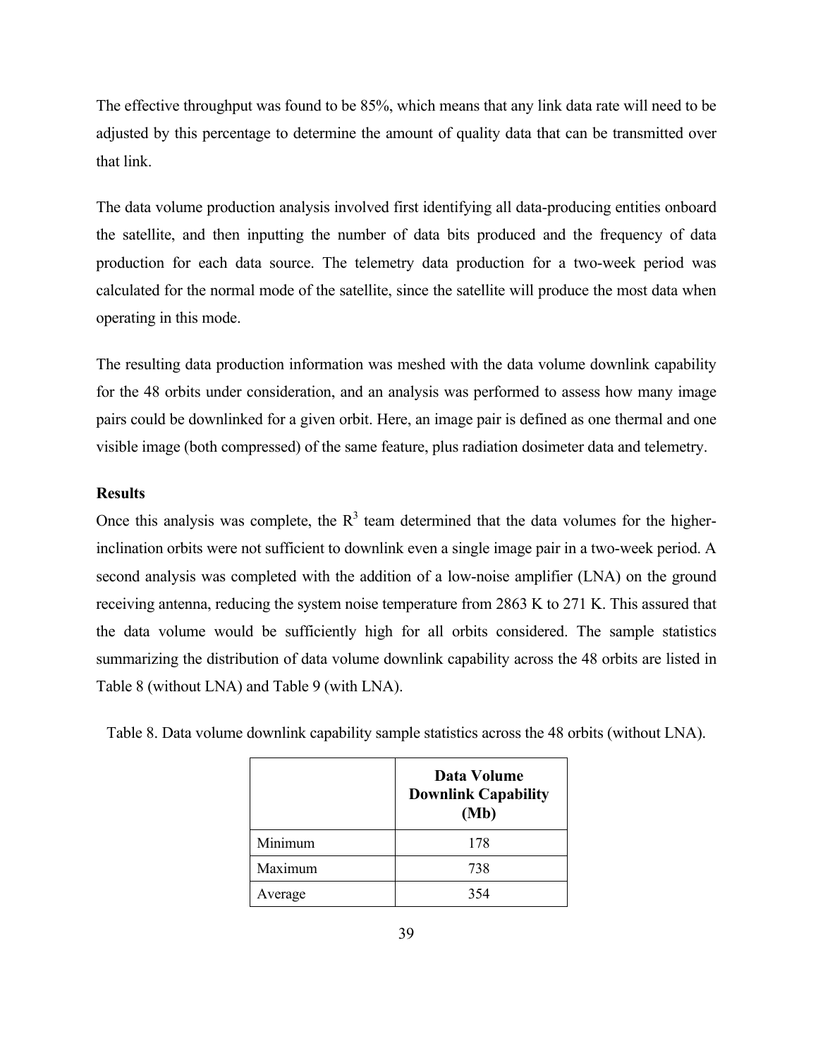The effective throughput was found to be 85%, which means that any link data rate will need to be adjusted by this percentage to determine the amount of quality data that can be transmitted over that link.

The data volume production analysis involved first identifying all data-producing entities onboard the satellite, and then inputting the number of data bits produced and the frequency of data production for each data source. The telemetry data production for a two-week period was calculated for the normal mode of the satellite, since the satellite will produce the most data when operating in this mode.

The resulting data production information was meshed with the data volume downlink capability for the 48 orbits under consideration, and an analysis was performed to assess how many image pairs could be downlinked for a given orbit. Here, an image pair is defined as one thermal and one visible image (both compressed) of the same feature, plus radiation dosimeter data and telemetry.

**Results**

Once this analysis was complete, the $R^3$ team determined that the data volumes for the higher-inclination orbits were not sufficient to downlink even a single image pair in a two-week period. A second analysis was completed with the addition of a low-noise amplifier (LNA) on the ground receiving antenna, reducing the system noise temperature from 2863 K to 271 K. This assured that the data volume would be sufficiently high for all orbits considered. The sample statistics summarizing the distribution of data volume downlink capability across the 48 orbits are listed in Table 8 (without LNA) and Table 9 (with LNA).

Table 8. Data volume downlink capability sample statistics across the 48 orbits (without LNA).

| | **Data Volume Downlink Capability (Mb)** |
|---|---|
| Minimum | 178 |
| Maximum | 738 |
| Average | 354 |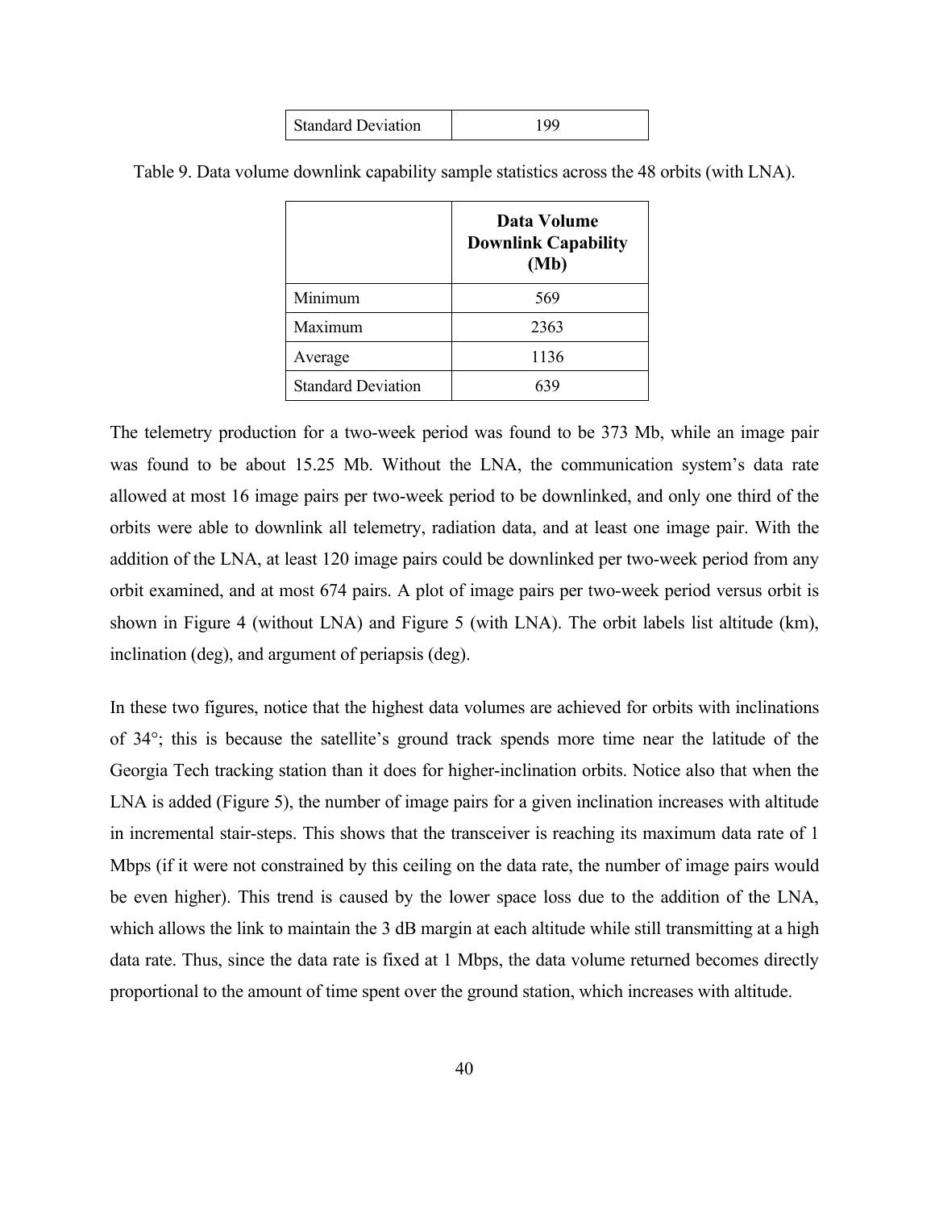| Standard Deviation | 199 |
| --- | --- |

Table 9. Data volume downlink capability sample statistics across the 48 orbits (with LNA).

| | Data Volume Downlink Capability (Mb) |
| --- | --- |
| Minimum | 569 |
| Maximum | 2363 |
| Average | 1136 |
| Standard Deviation | 639 |

The telemetry production for a two-week period was found to be 373 Mb, while an image pair was found to be about 15.25 Mb. Without the LNA, the communication system's data rate allowed at most 16 image pairs per two-week period to be downlinked, and only one third of the orbits were able to downlink all telemetry, radiation data, and at least one image pair. With the addition of the LNA, at least 120 image pairs could be downlinked per two-week period from any orbit examined, and at most 674 pairs. A plot of image pairs per two-week period versus orbit is shown in Figure 4 (without LNA) and Figure 5 (with LNA). The orbit labels list altitude (km), inclination (deg), and argument of periapsis (deg).

In these two figures, notice that the highest data volumes are achieved for orbits with inclinations of 34°; this is because the satellite's ground track spends more time near the latitude of the Georgia Tech tracking station than it does for higher-inclination orbits. Notice also that when the LNA is added (Figure 5), the number of image pairs for a given inclination increases with altitude in incremental stair-steps. This shows that the transceiver is reaching its maximum data rate of 1 Mbps (if it were not constrained by this ceiling on the data rate, the number of image pairs would be even higher). This trend is caused by the lower space loss due to the addition of the LNA, which allows the link to maintain the 3 dB margin at each altitude while still transmitting at a high data rate. Thus, since the data rate is fixed at 1 Mbps, the data volume returned becomes directly proportional to the amount of time spent over the ground station, which increases with altitude.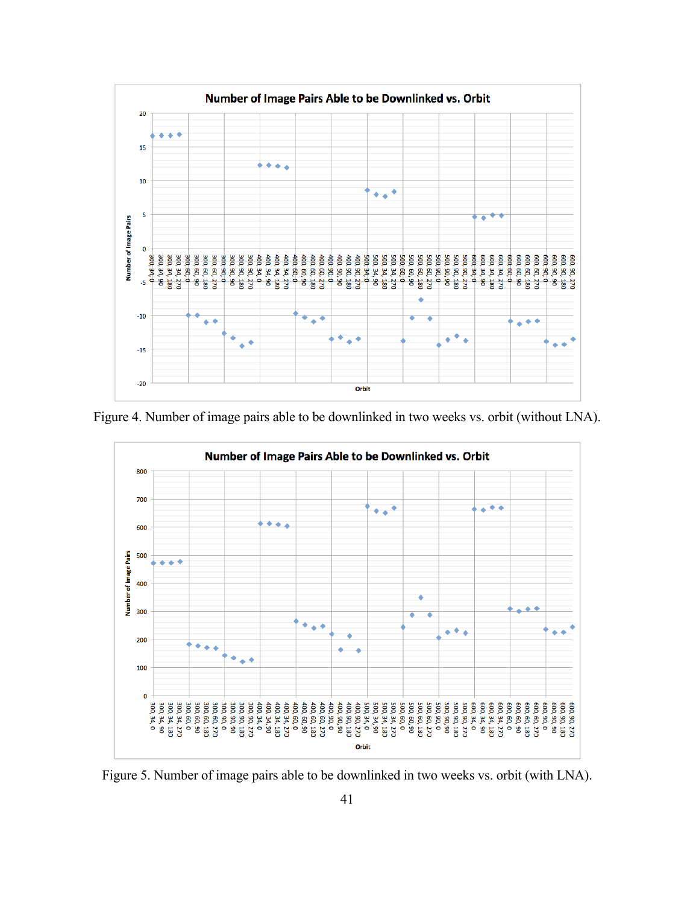Number of Image Pairs Able to be Downlinked vs. Orbit

Number of Image Pairs

20
15
10
5
0
-5
-10
-15
-20

300, 34, 0
300, 34, 90
300, 34, 180
300, 34, 270
300, 60, 0
300, 60, 90
300, 60, 180
300, 60, 270
300, 90, 0
300, 90, 90
300, 90, 180
300, 90, 270
400, 34, 0
400, 34, 90
400, 34, 180
400, 34, 270
400, 60, 0
400, 60, 90
400, 60, 180
400, 60, 270
400, 90, 0
400, 90, 90
400, 90, 180
400, 90, 270
500, 34, 0
500, 34, 90
500, 34, 180
500, 34, 270
500, 60, 0
500, 60, 90
500, 60, 180
500, 60, 270
500, 90, 0
500, 90, 90
500, 90, 180
500, 90, 270
600, 34, 0
600, 34, 90
600, 34, 180
600, 34, 270
600, 60, 0
600, 60, 90
600, 60, 180
600, 60, 270
600, 90, 0
600, 90, 90
600, 90, 180
600, 90, 270

Orbit

Figure 4. Number of image pairs able to be downlinked in two weeks vs. orbit (without LNA).

Number of Image Pairs Able to be Downlinked vs. Orbit

Number of Image Pairs

800
700
600
500
400
300
200
100
0

300, 34, 0
300, 34, 90
300, 34, 180
300, 34, 270
300, 60, 0
300, 60, 90
300, 60, 180
300, 60, 270
300, 90, 0
300, 90, 90
300, 90, 180
300, 90, 270
400, 34, 0
400, 34, 90
400, 34, 180
400, 34, 270
400, 60, 0
400, 60, 90
400, 60, 180
400, 60, 270
400, 90, 0
400, 90, 90
400, 90, 180
400, 90, 270
500, 34, 0
500, 34, 90
500, 34, 180
500, 34, 270
500, 60, 0
500, 60, 90
500, 60, 180
500, 60, 270
500, 90, 0
500, 90, 90
500, 90, 180
500, 90, 270
600, 34, 0
600, 34, 90
600, 34, 180
600, 34, 270
600, 60, 0
600, 60, 90
600, 60, 180
600, 60, 270
600, 90, 0
600, 90, 90
600, 90, 180
600, 90, 270

Orbit

Figure 5. Number of image pairs able to be downlinked in two weeks vs. orbit (with LNA).